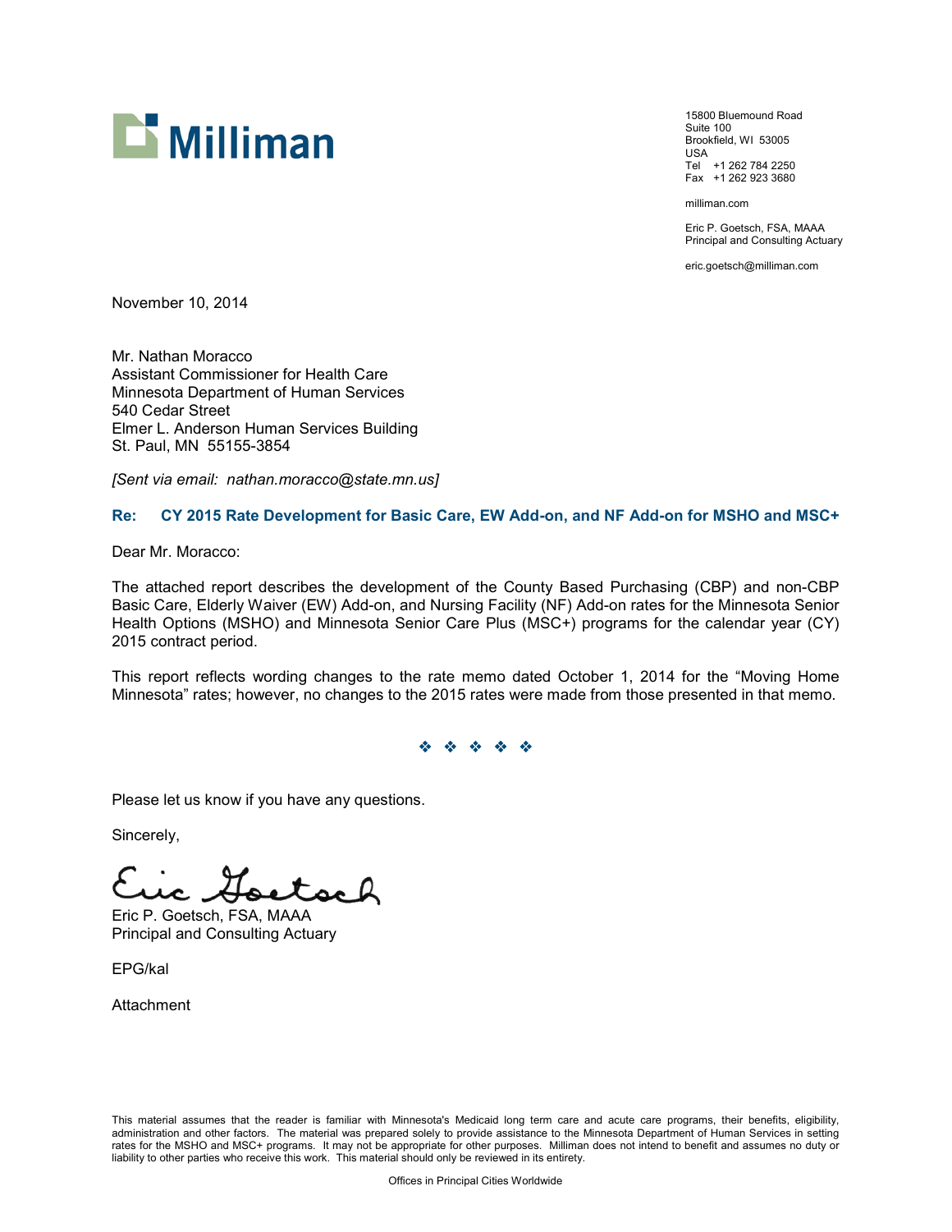Milliman

15800 Bluemound Road
Suite 100
Brookfield, WI 53005
USA
Tel +1 262 784 2250
Fax +1 262 923 3680

milliman.com

Eric P. Goetsch, FSA, MAAA
Principal and Consulting Actuary

eric.goetsch@milliman.com

November 10, 2014

Mr. Nathan Moracco
Assistant Commissioner for Health Care
Minnesota Department of Human Services
540 Cedar Street
Elmer L. Anderson Human Services Building
St. Paul, MN 55155-3854

*[Sent via email: nathan.moracco@state.mn.us]*

**Re: CY 2015 Rate Development for Basic Care, EW Add-on, and NF Add-on for MSHO and MSC+**

Dear Mr. Moracco:

The attached report describes the development of the County Based Purchasing (CBP) and non-CBP Basic Care, Elderly Waiver (EW) Add-on, and Nursing Facility (NF) Add-on rates for the Minnesota Senior Health Options (MSHO) and Minnesota Senior Care Plus (MSC+) programs for the calendar year (CY) 2015 contract period.

This report reflects wording changes to the rate memo dated October 1, 2014 for the "Moving Home Minnesota" rates; however, no changes to the 2015 rates were made from those presented in that memo.

❖ ❖ ❖ ❖ ❖

Please let us know if you have any questions.

Sincerely,

Eric P. Goetsch, FSA, MAAA
Principal and Consulting Actuary

EPG/kal

Attachment

This material assumes that the reader is familiar with Minnesota's Medicaid long term care and acute care programs, their benefits, eligibility, administration and other factors. The material was prepared solely to provide assistance to the Minnesota Department of Human Services in setting rates for the MSHO and MSC+ programs. It may not be appropriate for other purposes. Milliman does not intend to benefit and assumes no duty or liability to other parties who receive this work. This material should only be reviewed in its entirety.

Offices in Principal Cities Worldwide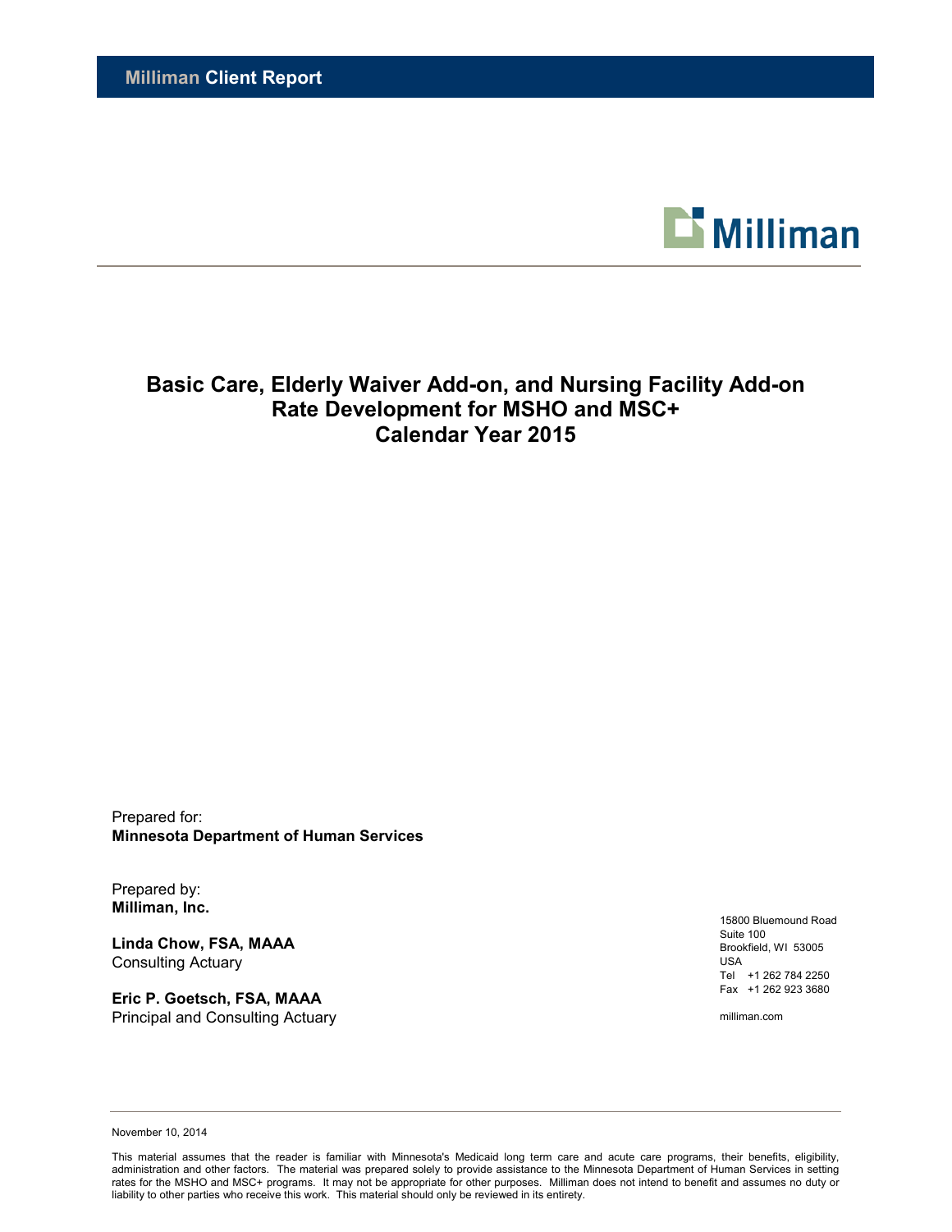**Milliman Client Report**

# Basic Care, Elderly Waiver Add-on, and Nursing Facility Add-on Rate Development for MSHO and MSC+ Calendar Year 2015

Prepared for:
**Minnesota Department of Human Services**

Prepared by:
**Milliman, Inc.**

**Linda Chow, FSA, MAAA**
Consulting Actuary

**Eric P. Goetsch, FSA, MAAA**
Principal and Consulting Actuary

15800 Bluemound Road
Suite 100
Brookfield, WI 53005
USA
Tel +1 262 784 2250
Fax +1 262 923 3680

milliman.com

November 10, 2014

This material assumes that the reader is familiar with Minnesota's Medicaid long term care and acute care programs, their benefits, eligibility, administration and other factors. The material was prepared solely to provide assistance to the Minnesota Department of Human Services in setting rates for the MSHO and MSC+ programs. It may not be appropriate for other purposes. Milliman does not intend to benefit and assumes no duty or liability to other parties who receive this work. This material should only be reviewed in its entirety.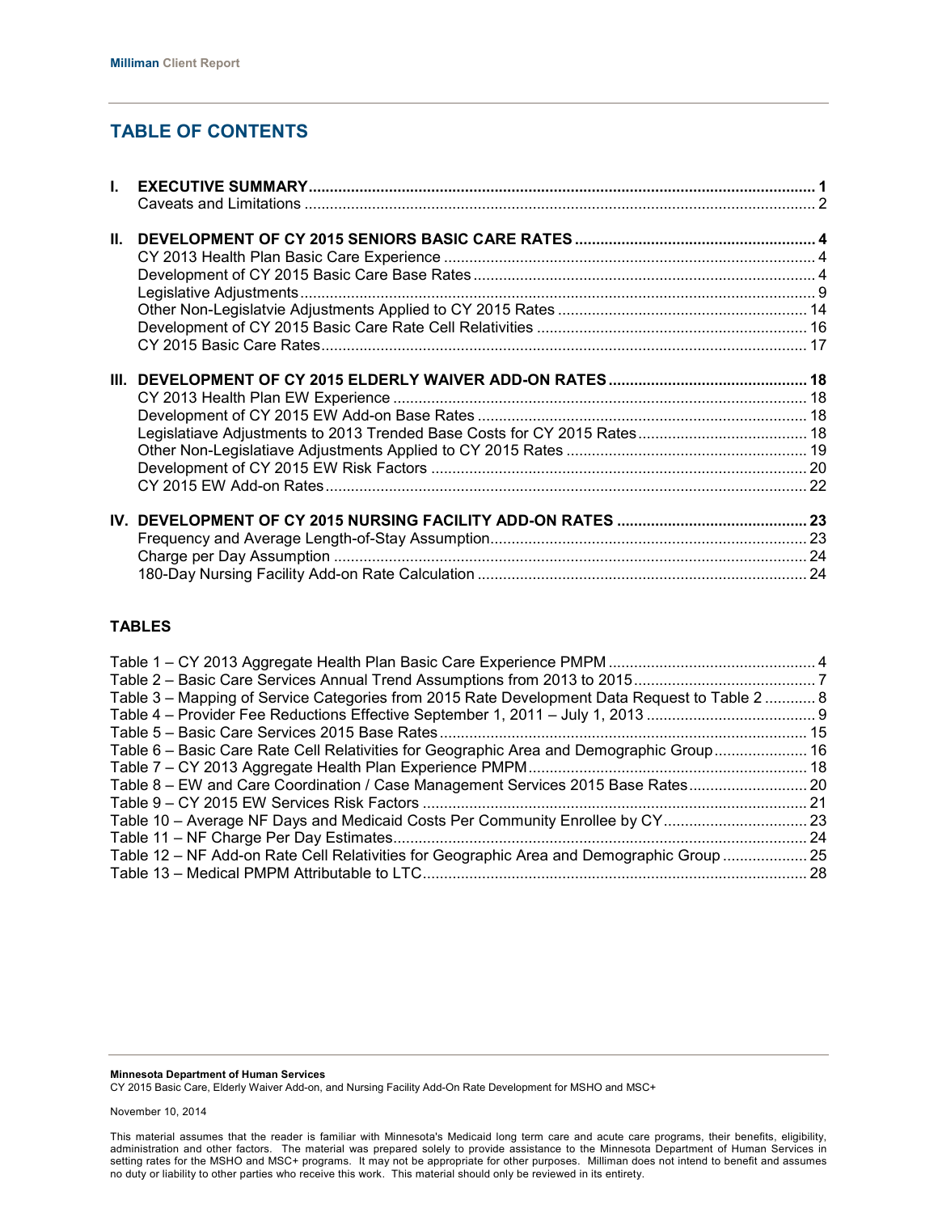# TABLE OF CONTENTS

| | | |
|---|---|---|
| **I.** | **EXECUTIVE SUMMARY** | **1** |
| | Caveats and Limitations | 2 |
| **II.** | **DEVELOPMENT OF CY 2015 SENIORS BASIC CARE RATES** | **4** |
| | CY 2013 Health Plan Basic Care Experience | 4 |
| | Development of CY 2015 Basic Care Base Rates | 4 |
| | Legislative Adjustments | 9 |
| | Other Non-Legislatvie Adjustments Applied to CY 2015 Rates | 14 |
| | Development of CY 2015 Basic Care Rate Cell Relativities | 16 |
| | CY 2015 Basic Care Rates | 17 |
| **III.** | **DEVELOPMENT OF CY 2015 ELDERLY WAIVER ADD-ON RATES** | **18** |
| | CY 2013 Health Plan EW Experience | 18 |
| | Development of CY 2015 EW Add-on Base Rates | 18 |
| | Legislatiave Adjustments to 2013 Trended Base Costs for CY 2015 Rates | 18 |
| | Other Non-Legislatiave Adjustments Applied to CY 2015 Rates | 19 |
| | Development of CY 2015 EW Risk Factors | 20 |
| | CY 2015 EW Add-on Rates | 22 |
| **IV.** | **DEVELOPMENT OF CY 2015 NURSING FACILITY ADD-ON RATES** | **23** |
| | Frequency and Average Length-of-Stay Assumption | 23 |
| | Charge per Day Assumption | 24 |
| | 180-Day Nursing Facility Add-on Rate Calculation | 24 |

## TABLES

| | |
|---|---|
| Table 1 – CY 2013 Aggregate Health Plan Basic Care Experience PMPM | 4 |
| Table 2 – Basic Care Services Annual Trend Assumptions from 2013 to 2015 | 7 |
| Table 3 – Mapping of Service Categories from 2015 Rate Development Data Request to Table 2 | 8 |
| Table 4 – Provider Fee Reductions Effective September 1, 2011 – July 1, 2013 | 9 |
| Table 5 – Basic Care Services 2015 Base Rates | 15 |
| Table 6 – Basic Care Rate Cell Relativities for Geographic Area and Demographic Group | 16 |
| Table 7 – CY 2013 Aggregate Health Plan Experience PMPM | 18 |
| Table 8 – EW and Care Coordination / Case Management Services 2015 Base Rates | 20 |
| Table 9 – CY 2015 EW Services Risk Factors | 21 |
| Table 10 – Average NF Days and Medicaid Costs Per Community Enrollee by CY | 23 |
| Table 11 – NF Charge Per Day Estimates | 24 |
| Table 12 – NF Add-on Rate Cell Relativities for Geographic Area and Demographic Group | 25 |
| Table 13 – Medical PMPM Attributable to LTC | 28 |

**Minnesota Department of Human Services**
CY 2015 Basic Care, Elderly Waiver Add-on, and Nursing Facility Add-On Rate Development for MSHO and MSC+

November 10, 2014

This material assumes that the reader is familiar with Minnesota's Medicaid long term care and acute care programs, their benefits, eligibility, administration and other factors. The material was prepared solely to provide assistance to the Minnesota Department of Human Services in setting rates for the MSHO and MSC+ programs. It may not be appropriate for other purposes. Milliman does not intend to benefit and assumes no duty or liability to other parties who receive this work. This material should only be reviewed in its entirety.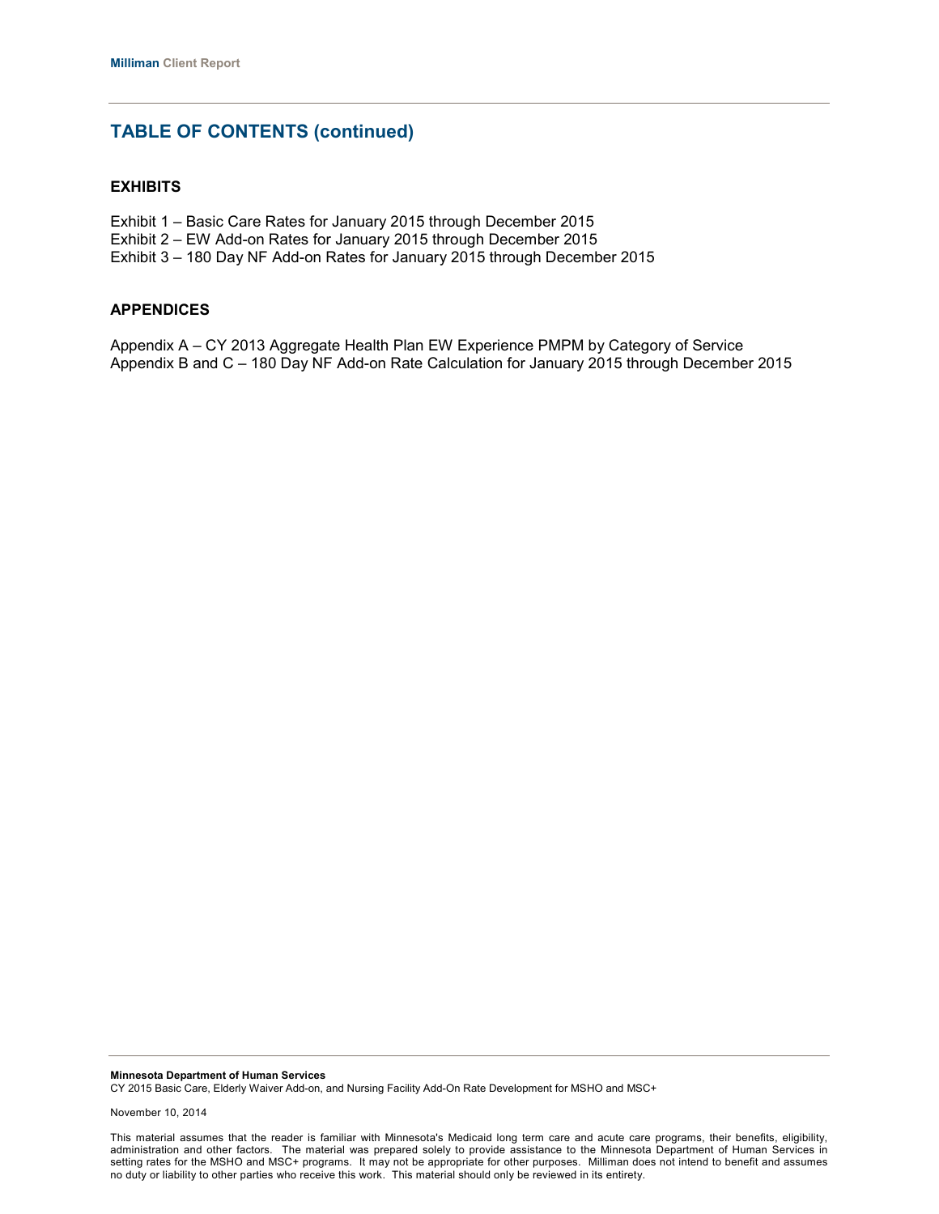## TABLE OF CONTENTS (continued)

### EXHIBITS

Exhibit 1 – Basic Care Rates for January 2015 through December 2015
Exhibit 2 – EW Add-on Rates for January 2015 through December 2015
Exhibit 3 – 180 Day NF Add-on Rates for January 2015 through December 2015

### APPENDICES

Appendix A – CY 2013 Aggregate Health Plan EW Experience PMPM by Category of Service
Appendix B and C – 180 Day NF Add-on Rate Calculation for January 2015 through December 2015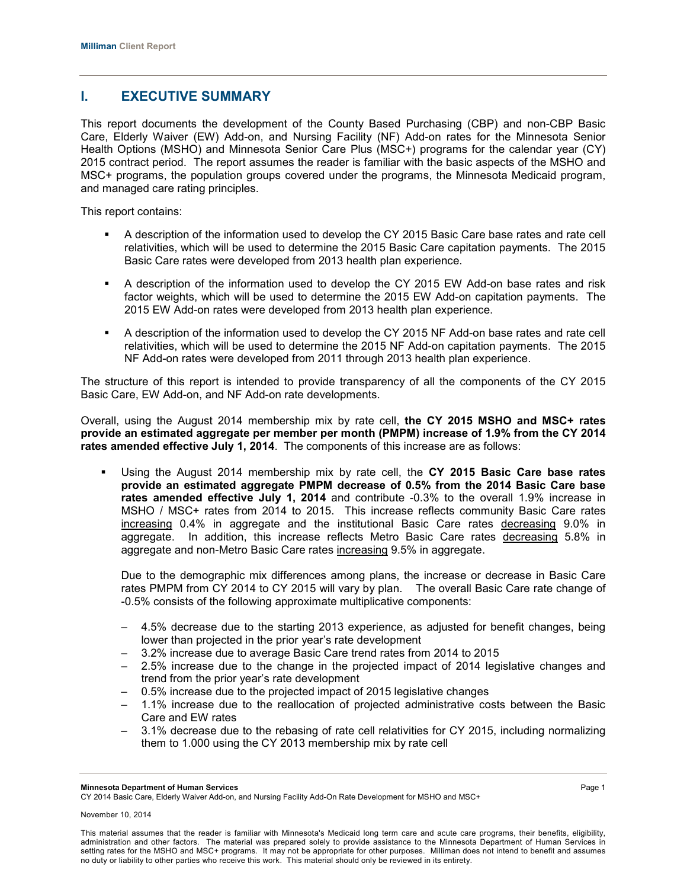## I. EXECUTIVE SUMMARY

This report documents the development of the County Based Purchasing (CBP) and non-CBP Basic Care, Elderly Waiver (EW) Add-on, and Nursing Facility (NF) Add-on rates for the Minnesota Senior Health Options (MSHO) and Minnesota Senior Care Plus (MSC+) programs for the calendar year (CY) 2015 contract period. The report assumes the reader is familiar with the basic aspects of the MSHO and MSC+ programs, the population groups covered under the programs, the Minnesota Medicaid program, and managed care rating principles.

This report contains:

- A description of the information used to develop the CY 2015 Basic Care base rates and rate cell relativities, which will be used to determine the 2015 Basic Care capitation payments. The 2015 Basic Care rates were developed from 2013 health plan experience.
- A description of the information used to develop the CY 2015 EW Add-on base rates and risk factor weights, which will be used to determine the 2015 EW Add-on capitation payments. The 2015 EW Add-on rates were developed from 2013 health plan experience.
- A description of the information used to develop the CY 2015 NF Add-on base rates and rate cell relativities, which will be used to determine the 2015 NF Add-on capitation payments. The 2015 NF Add-on rates were developed from 2011 through 2013 health plan experience.

The structure of this report is intended to provide transparency of all the components of the CY 2015 Basic Care, EW Add-on, and NF Add-on rate developments.

Overall, using the August 2014 membership mix by rate cell, **the CY 2015 MSHO and MSC+ rates provide an estimated aggregate per member per month (PMPM) increase of 1.9% from the CY 2014 rates amended effective July 1, 2014**. The components of this increase are as follows:

- Using the August 2014 membership mix by rate cell, the **CY 2015 Basic Care base rates provide an estimated aggregate PMPM decrease of 0.5% from the 2014 Basic Care base rates amended effective July 1, 2014** and contribute -0.3% to the overall 1.9% increase in MSHO / MSC+ rates from 2014 to 2015. This increase reflects community Basic Care rates increasing 0.4% in aggregate and the institutional Basic Care rates decreasing 9.0% in aggregate. In addition, this increase reflects Metro Basic Care rates decreasing 5.8% in aggregate and non-Metro Basic Care rates increasing 9.5% in aggregate.

  Due to the demographic mix differences among plans, the increase or decrease in Basic Care rates PMPM from CY 2014 to CY 2015 will vary by plan. The overall Basic Care rate change of -0.5% consists of the following approximate multiplicative components:

  - 4.5% decrease due to the starting 2013 experience, as adjusted for benefit changes, being lower than projected in the prior year's rate development
  - 3.2% increase due to average Basic Care trend rates from 2014 to 2015
  - 2.5% increase due to the change in the projected impact of 2014 legislative changes and trend from the prior year's rate development
  - 0.5% increase due to the projected impact of 2015 legislative changes
  - 1.1% increase due to the reallocation of projected administrative costs between the Basic Care and EW rates
  - 3.1% decrease due to the rebasing of rate cell relativities for CY 2015, including normalizing them to 1.000 using the CY 2013 membership mix by rate cell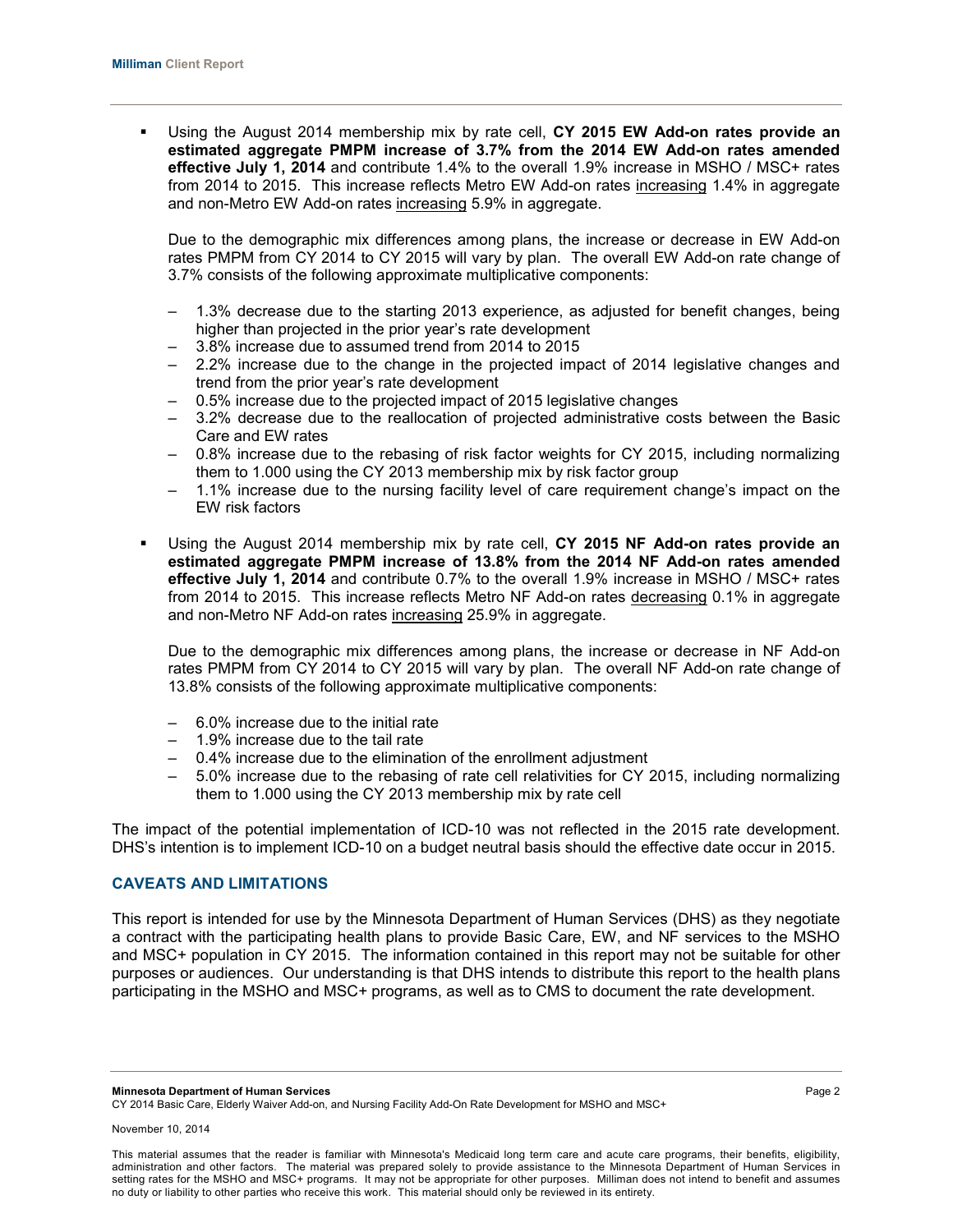- Using the August 2014 membership mix by rate cell, **CY 2015 EW Add-on rates provide an estimated aggregate PMPM increase of 3.7% from the 2014 EW Add-on rates amended effective July 1, 2014** and contribute 1.4% to the overall 1.9% increase in MSHO / MSC+ rates from 2014 to 2015. This increase reflects Metro EW Add-on rates increasing 1.4% in aggregate and non-Metro EW Add-on rates increasing 5.9% in aggregate.

  Due to the demographic mix differences among plans, the increase or decrease in EW Add-on rates PMPM from CY 2014 to CY 2015 will vary by plan. The overall EW Add-on rate change of 3.7% consists of the following approximate multiplicative components:

  – 1.3% decrease due to the starting 2013 experience, as adjusted for benefit changes, being higher than projected in the prior year's rate development
  – 3.8% increase due to assumed trend from 2014 to 2015
  – 2.2% increase due to the change in the projected impact of 2014 legislative changes and trend from the prior year's rate development
  – 0.5% increase due to the projected impact of 2015 legislative changes
  – 3.2% decrease due to the reallocation of projected administrative costs between the Basic Care and EW rates
  – 0.8% increase due to the rebasing of risk factor weights for CY 2015, including normalizing them to 1.000 using the CY 2013 membership mix by risk factor group
  – 1.1% increase due to the nursing facility level of care requirement change's impact on the EW risk factors

- Using the August 2014 membership mix by rate cell, **CY 2015 NF Add-on rates provide an estimated aggregate PMPM increase of 13.8% from the 2014 NF Add-on rates amended effective July 1, 2014** and contribute 0.7% to the overall 1.9% increase in MSHO / MSC+ rates from 2014 to 2015. This increase reflects Metro NF Add-on rates decreasing 0.1% in aggregate and non-Metro NF Add-on rates increasing 25.9% in aggregate.

  Due to the demographic mix differences among plans, the increase or decrease in NF Add-on rates PMPM from CY 2014 to CY 2015 will vary by plan. The overall NF Add-on rate change of 13.8% consists of the following approximate multiplicative components:

  – 6.0% increase due to the initial rate
  – 1.9% increase due to the tail rate
  – 0.4% increase due to the elimination of the enrollment adjustment
  – 5.0% increase due to the rebasing of rate cell relativities for CY 2015, including normalizing them to 1.000 using the CY 2013 membership mix by rate cell

The impact of the potential implementation of ICD-10 was not reflected in the 2015 rate development. DHS's intention is to implement ICD-10 on a budget neutral basis should the effective date occur in 2015.

## CAVEATS AND LIMITATIONS

This report is intended for use by the Minnesota Department of Human Services (DHS) as they negotiate a contract with the participating health plans to provide Basic Care, EW, and NF services to the MSHO and MSC+ population in CY 2015. The information contained in this report may not be suitable for other purposes or audiences. Our understanding is that DHS intends to distribute this report to the health plans participating in the MSHO and MSC+ programs, as well as to CMS to document the rate development.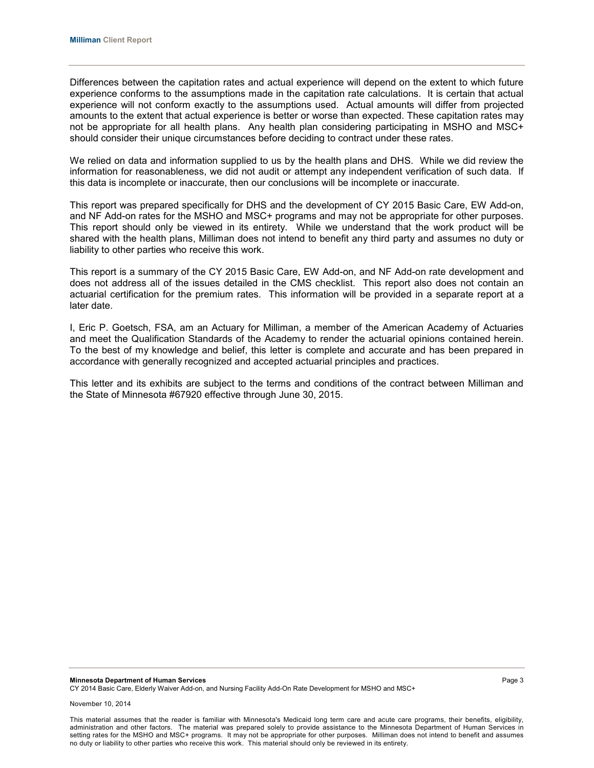Differences between the capitation rates and actual experience will depend on the extent to which future experience conforms to the assumptions made in the capitation rate calculations. It is certain that actual experience will not conform exactly to the assumptions used. Actual amounts will differ from projected amounts to the extent that actual experience is better or worse than expected. These capitation rates may not be appropriate for all health plans. Any health plan considering participating in MSHO and MSC+ should consider their unique circumstances before deciding to contract under these rates.

We relied on data and information supplied to us by the health plans and DHS. While we did review the information for reasonableness, we did not audit or attempt any independent verification of such data. If this data is incomplete or inaccurate, then our conclusions will be incomplete or inaccurate.

This report was prepared specifically for DHS and the development of CY 2015 Basic Care, EW Add-on, and NF Add-on rates for the MSHO and MSC+ programs and may not be appropriate for other purposes. This report should only be viewed in its entirety. While we understand that the work product will be shared with the health plans, Milliman does not intend to benefit any third party and assumes no duty or liability to other parties who receive this work.

This report is a summary of the CY 2015 Basic Care, EW Add-on, and NF Add-on rate development and does not address all of the issues detailed in the CMS checklist. This report also does not contain an actuarial certification for the premium rates. This information will be provided in a separate report at a later date.

I, Eric P. Goetsch, FSA, am an Actuary for Milliman, a member of the American Academy of Actuaries and meet the Qualification Standards of the Academy to render the actuarial opinions contained herein. To the best of my knowledge and belief, this letter is complete and accurate and has been prepared in accordance with generally recognized and accepted actuarial principles and practices.

This letter and its exhibits are subject to the terms and conditions of the contract between Milliman and the State of Minnesota #67920 effective through June 30, 2015.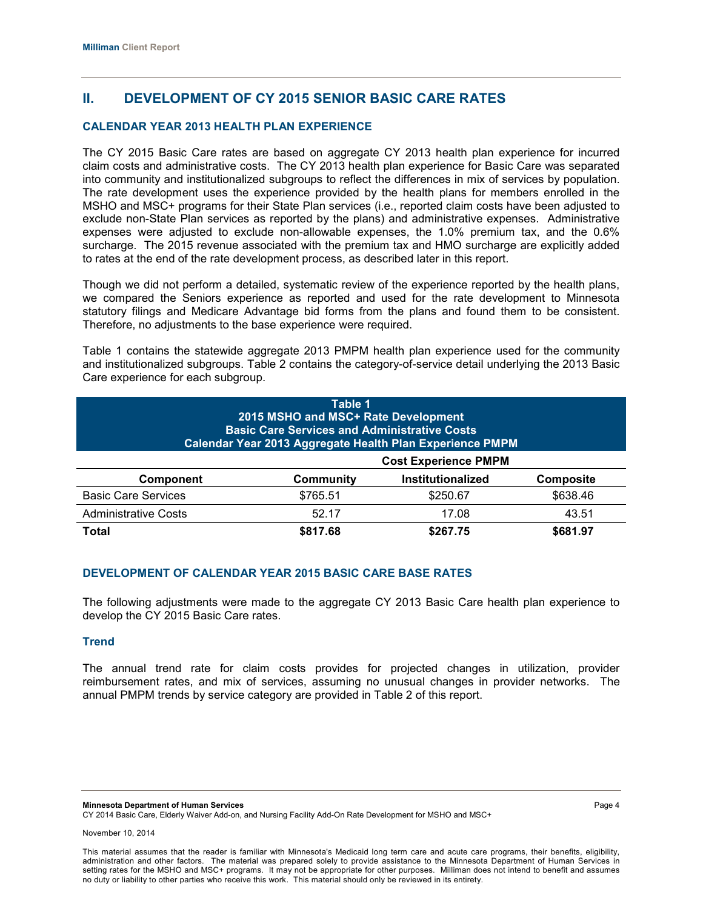## II. DEVELOPMENT OF CY 2015 SENIOR BASIC CARE RATES

### CALENDAR YEAR 2013 HEALTH PLAN EXPERIENCE

The CY 2015 Basic Care rates are based on aggregate CY 2013 health plan experience for incurred claim costs and administrative costs. The CY 2013 health plan experience for Basic Care was separated into community and institutionalized subgroups to reflect the differences in mix of services by population. The rate development uses the experience provided by the health plans for members enrolled in the MSHO and MSC+ programs for their State Plan services (i.e., reported claim costs have been adjusted to exclude non-State Plan services as reported by the plans) and administrative expenses. Administrative expenses were adjusted to exclude non-allowable expenses, the 1.0% premium tax, and the 0.6% surcharge. The 2015 revenue associated with the premium tax and HMO surcharge are explicitly added to rates at the end of the rate development process, as described later in this report.

Though we did not perform a detailed, systematic review of the experience reported by the health plans, we compared the Seniors experience as reported and used for the rate development to Minnesota statutory filings and Medicare Advantage bid forms from the plans and found them to be consistent. Therefore, no adjustments to the base experience were required.

Table 1 contains the statewide aggregate 2013 PMPM health plan experience used for the community and institutionalized subgroups. Table 2 contains the category-of-service detail underlying the 2013 Basic Care experience for each subgroup.

**Table 1**
**2015 MSHO and MSC+ Rate Development**
**Basic Care Services and Administrative Costs**
**Calendar Year 2013 Aggregate Health Plan Experience PMPM**

| | Cost Experience PMPM | | |
|---|---|---|---|
| **Component** | **Community** | **Institutionalized** | **Composite** |
| Basic Care Services | $765.51 | $250.67 | $638.46 |
| Administrative Costs | 52.17 | 17.08 | 43.51 |
| **Total** | **$817.68** | **$267.75** | **$681.97** |

### DEVELOPMENT OF CALENDAR YEAR 2015 BASIC CARE BASE RATES

The following adjustments were made to the aggregate CY 2013 Basic Care health plan experience to develop the CY 2015 Basic Care rates.

#### Trend

The annual trend rate for claim costs provides for projected changes in utilization, provider reimbursement rates, and mix of services, assuming no unusual changes in provider networks. The annual PMPM trends by service category are provided in Table 2 of this report.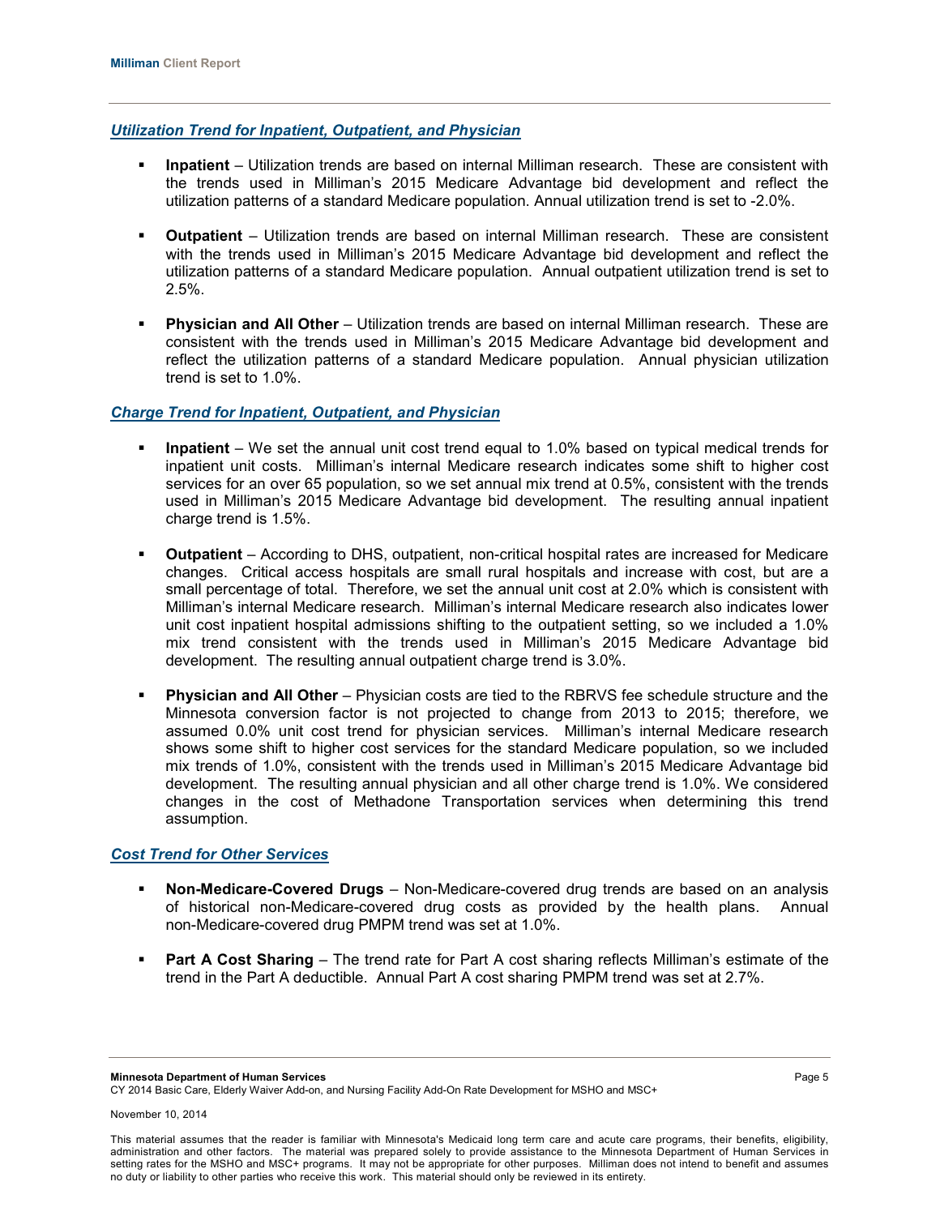### *Utilization Trend for Inpatient, Outpatient, and Physician*

- **Inpatient** – Utilization trends are based on internal Milliman research. These are consistent with the trends used in Milliman's 2015 Medicare Advantage bid development and reflect the utilization patterns of a standard Medicare population. Annual utilization trend is set to -2.0%.

- **Outpatient** – Utilization trends are based on internal Milliman research. These are consistent with the trends used in Milliman's 2015 Medicare Advantage bid development and reflect the utilization patterns of a standard Medicare population. Annual outpatient utilization trend is set to 2.5%.

- **Physician and All Other** – Utilization trends are based on internal Milliman research. These are consistent with the trends used in Milliman's 2015 Medicare Advantage bid development and reflect the utilization patterns of a standard Medicare population. Annual physician utilization trend is set to 1.0%.

### *Charge Trend for Inpatient, Outpatient, and Physician*

- **Inpatient** – We set the annual unit cost trend equal to 1.0% based on typical medical trends for inpatient unit costs. Milliman's internal Medicare research indicates some shift to higher cost services for an over 65 population, so we set annual mix trend at 0.5%, consistent with the trends used in Milliman's 2015 Medicare Advantage bid development. The resulting annual inpatient charge trend is 1.5%.

- **Outpatient** – According to DHS, outpatient, non-critical hospital rates are increased for Medicare changes. Critical access hospitals are small rural hospitals and increase with cost, but are a small percentage of total. Therefore, we set the annual unit cost at 2.0% which is consistent with Milliman's internal Medicare research. Milliman's internal Medicare research also indicates lower unit cost inpatient hospital admissions shifting to the outpatient setting, so we included a 1.0% mix trend consistent with the trends used in Milliman's 2015 Medicare Advantage bid development. The resulting annual outpatient charge trend is 3.0%.

- **Physician and All Other** – Physician costs are tied to the RBRVS fee schedule structure and the Minnesota conversion factor is not projected to change from 2013 to 2015; therefore, we assumed 0.0% unit cost trend for physician services. Milliman's internal Medicare research shows some shift to higher cost services for the standard Medicare population, so we included mix trends of 1.0%, consistent with the trends used in Milliman's 2015 Medicare Advantage bid development. The resulting annual physician and all other charge trend is 1.0%. We considered changes in the cost of Methadone Transportation services when determining this trend assumption.

### *Cost Trend for Other Services*

- **Non-Medicare-Covered Drugs** – Non-Medicare-covered drug trends are based on an analysis of historical non-Medicare-covered drug costs as provided by the health plans. Annual non-Medicare-covered drug PMPM trend was set at 1.0%.

- **Part A Cost Sharing** – The trend rate for Part A cost sharing reflects Milliman's estimate of the trend in the Part A deductible. Annual Part A cost sharing PMPM trend was set at 2.7%.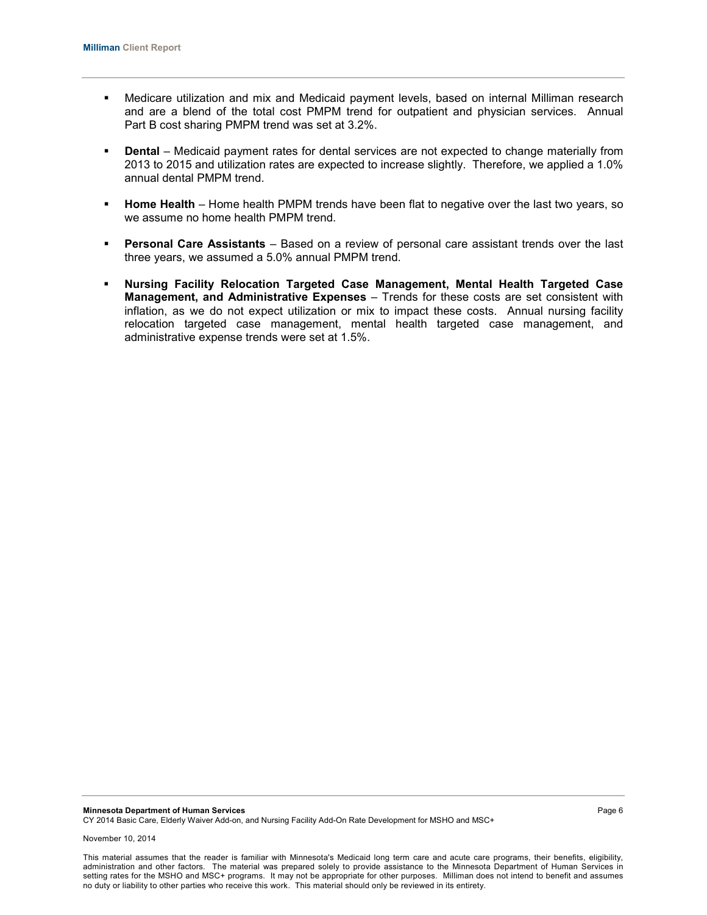- Medicare utilization and mix and Medicaid payment levels, based on internal Milliman research and are a blend of the total cost PMPM trend for outpatient and physician services. Annual Part B cost sharing PMPM trend was set at 3.2%.

- **Dental** – Medicaid payment rates for dental services are not expected to change materially from 2013 to 2015 and utilization rates are expected to increase slightly. Therefore, we applied a 1.0% annual dental PMPM trend.

- **Home Health** – Home health PMPM trends have been flat to negative over the last two years, so we assume no home health PMPM trend.

- **Personal Care Assistants** – Based on a review of personal care assistant trends over the last three years, we assumed a 5.0% annual PMPM trend.

- **Nursing Facility Relocation Targeted Case Management, Mental Health Targeted Case Management, and Administrative Expenses** – Trends for these costs are set consistent with inflation, as we do not expect utilization or mix to impact these costs. Annual nursing facility relocation targeted case management, mental health targeted case management, and administrative expense trends were set at 1.5%.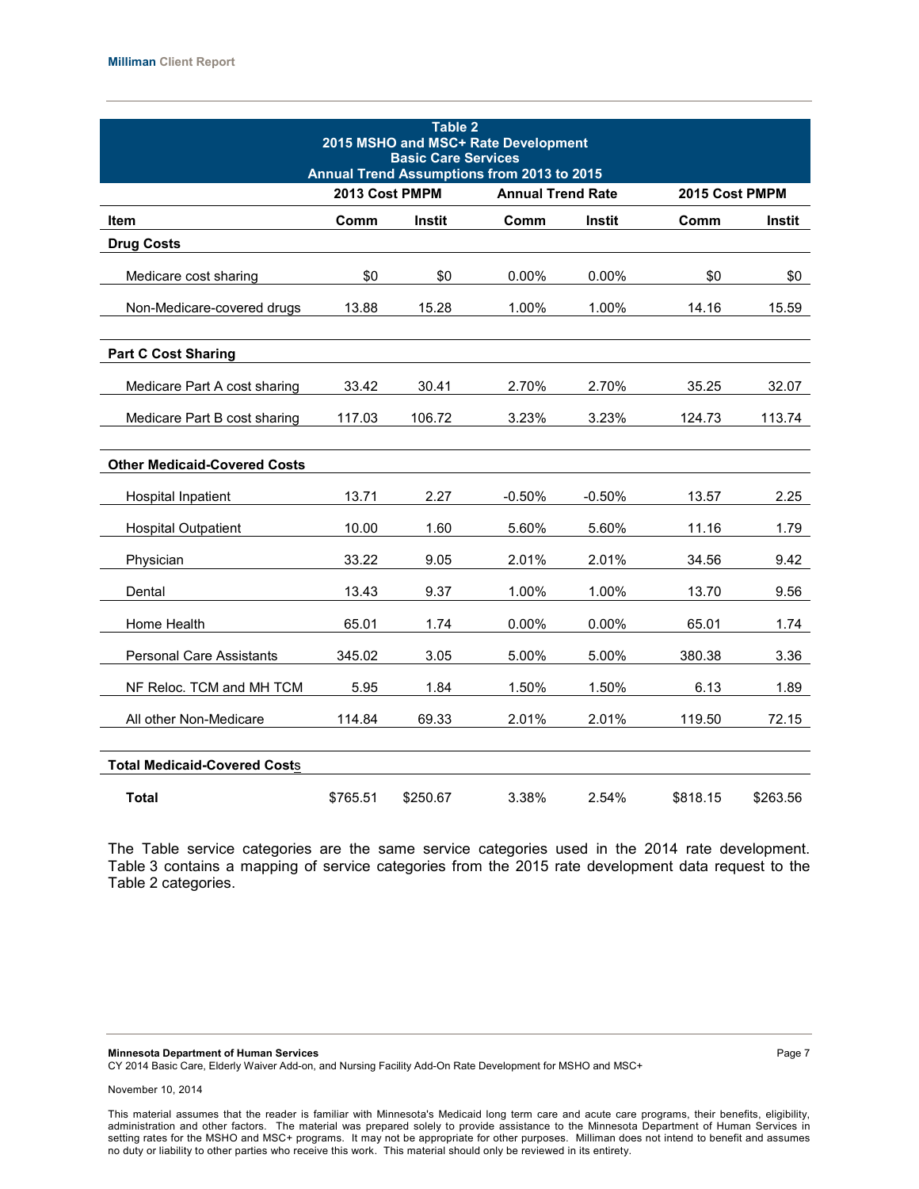**Table 2**
**2015 MSHO and MSC+ Rate Development**
**Basic Care Services**
**Annual Trend Assumptions from 2013 to 2015**

| | 2013 Cost PMPM | | Annual Trend Rate | | 2015 Cost PMPM | |
|---|---|---|---|---|---|---|
| **Item** | **Comm** | **Instit** | **Comm** | **Instit** | **Comm** | **Instit** |
| **Drug Costs** | | | | | | |
| Medicare cost sharing | $0 | $0 | 0.00% | 0.00% | $0 | $0 |
| Non-Medicare-covered drugs | 13.88 | 15.28 | 1.00% | 1.00% | 14.16 | 15.59 |
| **Part C Cost Sharing** | | | | | | |
| Medicare Part A cost sharing | 33.42 | 30.41 | 2.70% | 2.70% | 35.25 | 32.07 |
| Medicare Part B cost sharing | 117.03 | 106.72 | 3.23% | 3.23% | 124.73 | 113.74 |
| **Other Medicaid-Covered Costs** | | | | | | |
| Hospital Inpatient | 13.71 | 2.27 | -0.50% | -0.50% | 13.57 | 2.25 |
| Hospital Outpatient | 10.00 | 1.60 | 5.60% | 5.60% | 11.16 | 1.79 |
| Physician | 33.22 | 9.05 | 2.01% | 2.01% | 34.56 | 9.42 |
| Dental | 13.43 | 9.37 | 1.00% | 1.00% | 13.70 | 9.56 |
| Home Health | 65.01 | 1.74 | 0.00% | 0.00% | 65.01 | 1.74 |
| Personal Care Assistants | 345.02 | 3.05 | 5.00% | 5.00% | 380.38 | 3.36 |
| NF Reloc. TCM and MH TCM | 5.95 | 1.84 | 1.50% | 1.50% | 6.13 | 1.89 |
| All other Non-Medicare | 114.84 | 69.33 | 2.01% | 2.01% | 119.50 | 72.15 |
| **Total Medicaid-Covered Costs** | | | | | | |
| **Total** | $765.51 | $250.67 | 3.38% | 2.54% | $818.15 | $263.56 |

The Table service categories are the same service categories used in the 2014 rate development. Table 3 contains a mapping of service categories from the 2015 rate development data request to the Table 2 categories.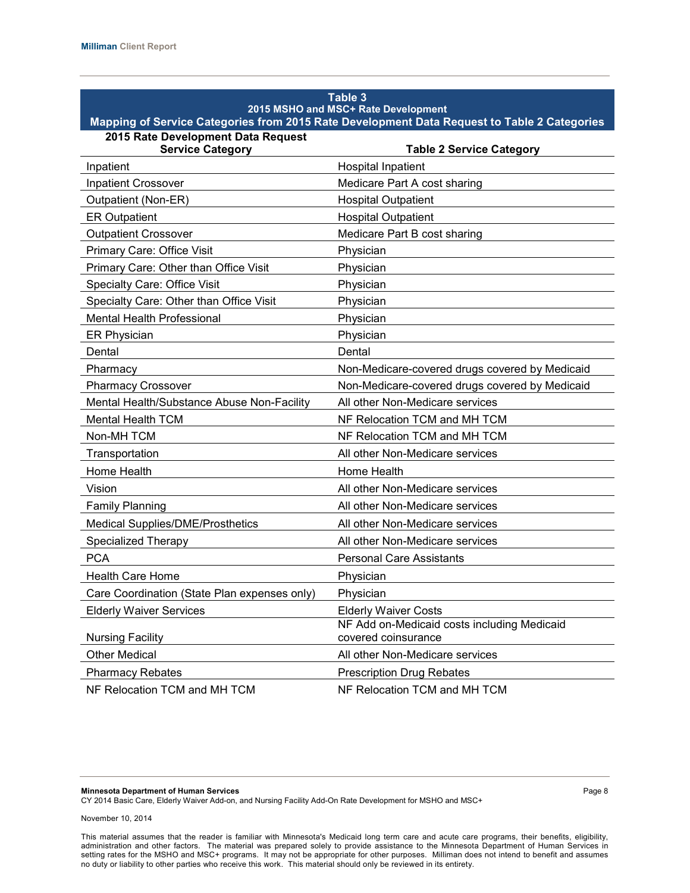**Table 3**
**2015 MSHO and MSC+ Rate Development**
**Mapping of Service Categories from 2015 Rate Development Data Request to Table 2 Categories**

| 2015 Rate Development Data Request Service Category | Table 2 Service Category |
|---|---|
| Inpatient | Hospital Inpatient |
| Inpatient Crossover | Medicare Part A cost sharing |
| Outpatient (Non-ER) | Hospital Outpatient |
| ER Outpatient | Hospital Outpatient |
| Outpatient Crossover | Medicare Part B cost sharing |
| Primary Care: Office Visit | Physician |
| Primary Care: Other than Office Visit | Physician |
| Specialty Care: Office Visit | Physician |
| Specialty Care: Other than Office Visit | Physician |
| Mental Health Professional | Physician |
| ER Physician | Physician |
| Dental | Dental |
| Pharmacy | Non-Medicare-covered drugs covered by Medicaid |
| Pharmacy Crossover | Non-Medicare-covered drugs covered by Medicaid |
| Mental Health/Substance Abuse Non-Facility | All other Non-Medicare services |
| Mental Health TCM | NF Relocation TCM and MH TCM |
| Non-MH TCM | NF Relocation TCM and MH TCM |
| Transportation | All other Non-Medicare services |
| Home Health | Home Health |
| Vision | All other Non-Medicare services |
| Family Planning | All other Non-Medicare services |
| Medical Supplies/DME/Prosthetics | All other Non-Medicare services |
| Specialized Therapy | All other Non-Medicare services |
| PCA | Personal Care Assistants |
| Health Care Home | Physician |
| Care Coordination (State Plan expenses only) | Physician |
| Elderly Waiver Services | Elderly Waiver Costs |
| Nursing Facility | NF Add on-Medicaid costs including Medicaid covered coinsurance |
| Other Medical | All other Non-Medicare services |
| Pharmacy Rebates | Prescription Drug Rebates |
| NF Relocation TCM and MH TCM | NF Relocation TCM and MH TCM |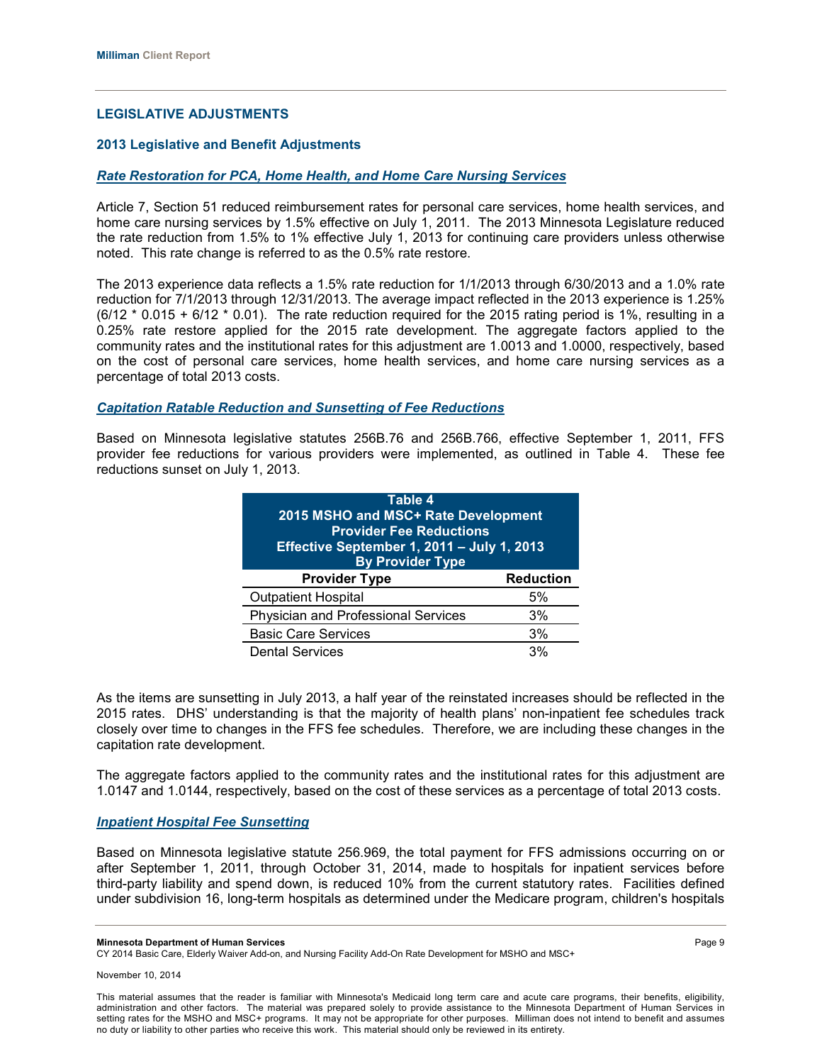## LEGISLATIVE ADJUSTMENTS

### 2013 Legislative and Benefit Adjustments

#### *Rate Restoration for PCA, Home Health, and Home Care Nursing Services*

Article 7, Section 51 reduced reimbursement rates for personal care services, home health services, and home care nursing services by 1.5% effective on July 1, 2011. The 2013 Minnesota Legislature reduced the rate reduction from 1.5% to 1% effective July 1, 2013 for continuing care providers unless otherwise noted. This rate change is referred to as the 0.5% rate restore.

The 2013 experience data reflects a 1.5% rate reduction for 1/1/2013 through 6/30/2013 and a 1.0% rate reduction for 7/1/2013 through 12/31/2013. The average impact reflected in the 2013 experience is 1.25% (6/12 * 0.015 + 6/12 * 0.01). The rate reduction required for the 2015 rating period is 1%, resulting in a 0.25% rate restore applied for the 2015 rate development. The aggregate factors applied to the community rates and the institutional rates for this adjustment are 1.0013 and 1.0000, respectively, based on the cost of personal care services, home health services, and home care nursing services as a percentage of total 2013 costs.

#### *Capitation Ratable Reduction and Sunsetting of Fee Reductions*

Based on Minnesota legislative statutes 256B.76 and 256B.766, effective September 1, 2011, FFS provider fee reductions for various providers were implemented, as outlined in Table 4. These fee reductions sunset on July 1, 2013.

**Table 4**
**2015 MSHO and MSC+ Rate Development**
**Provider Fee Reductions**
**Effective September 1, 2011 – July 1, 2013**
**By Provider Type**

| Provider Type | Reduction |
|---|---|
| Outpatient Hospital | 5% |
| Physician and Professional Services | 3% |
| Basic Care Services | 3% |
| Dental Services | 3% |

As the items are sunsetting in July 2013, a half year of the reinstated increases should be reflected in the 2015 rates. DHS' understanding is that the majority of health plans' non-inpatient fee schedules track closely over time to changes in the FFS fee schedules. Therefore, we are including these changes in the capitation rate development.

The aggregate factors applied to the community rates and the institutional rates for this adjustment are 1.0147 and 1.0144, respectively, based on the cost of these services as a percentage of total 2013 costs.

#### *Inpatient Hospital Fee Sunsetting*

Based on Minnesota legislative statute 256.969, the total payment for FFS admissions occurring on or after September 1, 2011, through October 31, 2014, made to hospitals for inpatient services before third-party liability and spend down, is reduced 10% from the current statutory rates. Facilities defined under subdivision 16, long-term hospitals as determined under the Medicare program, children's hospitals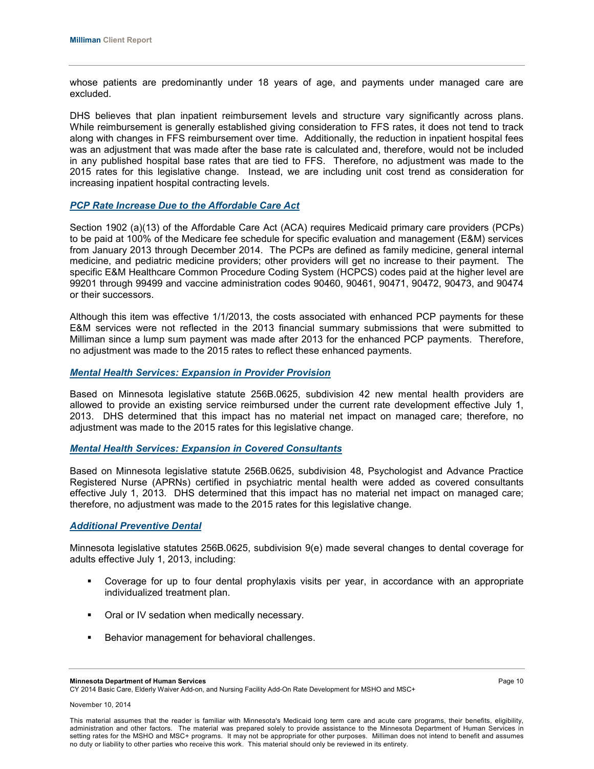whose patients are predominantly under 18 years of age, and payments under managed care are excluded.

DHS believes that plan inpatient reimbursement levels and structure vary significantly across plans. While reimbursement is generally established giving consideration to FFS rates, it does not tend to track along with changes in FFS reimbursement over time. Additionally, the reduction in inpatient hospital fees was an adjustment that was made after the base rate is calculated and, therefore, would not be included in any published hospital base rates that are tied to FFS. Therefore, no adjustment was made to the 2015 rates for this legislative change. Instead, we are including unit cost trend as consideration for increasing inpatient hospital contracting levels.

### ***PCP Rate Increase Due to the Affordable Care Act***

Section 1902 (a)(13) of the Affordable Care Act (ACA) requires Medicaid primary care providers (PCPs) to be paid at 100% of the Medicare fee schedule for specific evaluation and management (E&M) services from January 2013 through December 2014. The PCPs are defined as family medicine, general internal medicine, and pediatric medicine providers; other providers will get no increase to their payment. The specific E&M Healthcare Common Procedure Coding System (HCPCS) codes paid at the higher level are 99201 through 99499 and vaccine administration codes 90460, 90461, 90471, 90472, 90473, and 90474 or their successors.

Although this item was effective 1/1/2013, the costs associated with enhanced PCP payments for these E&M services were not reflected in the 2013 financial summary submissions that were submitted to Milliman since a lump sum payment was made after 2013 for the enhanced PCP payments. Therefore, no adjustment was made to the 2015 rates to reflect these enhanced payments.

### ***Mental Health Services: Expansion in Provider Provision***

Based on Minnesota legislative statute 256B.0625, subdivision 42 new mental health providers are allowed to provide an existing service reimbursed under the current rate development effective July 1, 2013. DHS determined that this impact has no material net impact on managed care; therefore, no adjustment was made to the 2015 rates for this legislative change.

### ***Mental Health Services: Expansion in Covered Consultants***

Based on Minnesota legislative statute 256B.0625, subdivision 48, Psychologist and Advance Practice Registered Nurse (APRNs) certified in psychiatric mental health were added as covered consultants effective July 1, 2013. DHS determined that this impact has no material net impact on managed care; therefore, no adjustment was made to the 2015 rates for this legislative change.

### ***Additional Preventive Dental***

Minnesota legislative statutes 256B.0625, subdivision 9(e) made several changes to dental coverage for adults effective July 1, 2013, including:

- Coverage for up to four dental prophylaxis visits per year, in accordance with an appropriate individualized treatment plan.
- Oral or IV sedation when medically necessary.
- Behavior management for behavioral challenges.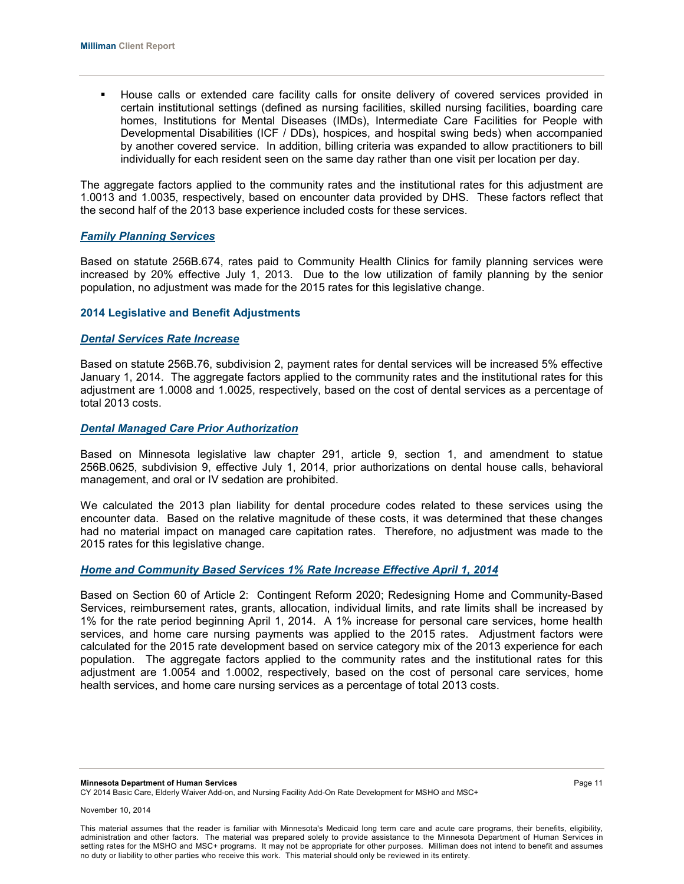- House calls or extended care facility calls for onsite delivery of covered services provided in certain institutional settings (defined as nursing facilities, skilled nursing facilities, boarding care homes, Institutions for Mental Diseases (IMDs), Intermediate Care Facilities for People with Developmental Disabilities (ICF / DDs), hospices, and hospital swing beds) when accompanied by another covered service. In addition, billing criteria was expanded to allow practitioners to bill individually for each resident seen on the same day rather than one visit per location per day.

The aggregate factors applied to the community rates and the institutional rates for this adjustment are 1.0013 and 1.0035, respectively, based on encounter data provided by DHS. These factors reflect that the second half of the 2013 base experience included costs for these services.

#### ***Family Planning Services***

Based on statute 256B.674, rates paid to Community Health Clinics for family planning services were increased by 20% effective July 1, 2013. Due to the low utilization of family planning by the senior population, no adjustment was made for the 2015 rates for this legislative change.

### 2014 Legislative and Benefit Adjustments

#### ***Dental Services Rate Increase***

Based on statute 256B.76, subdivision 2, payment rates for dental services will be increased 5% effective January 1, 2014. The aggregate factors applied to the community rates and the institutional rates for this adjustment are 1.0008 and 1.0025, respectively, based on the cost of dental services as a percentage of total 2013 costs.

#### ***Dental Managed Care Prior Authorization***

Based on Minnesota legislative law chapter 291, article 9, section 1, and amendment to statue 256B.0625, subdivision 9, effective July 1, 2014, prior authorizations on dental house calls, behavioral management, and oral or IV sedation are prohibited.

We calculated the 2013 plan liability for dental procedure codes related to these services using the encounter data. Based on the relative magnitude of these costs, it was determined that these changes had no material impact on managed care capitation rates. Therefore, no adjustment was made to the 2015 rates for this legislative change.

#### ***Home and Community Based Services 1% Rate Increase Effective April 1, 2014***

Based on Section 60 of Article 2: Contingent Reform 2020; Redesigning Home and Community-Based Services, reimbursement rates, grants, allocation, individual limits, and rate limits shall be increased by 1% for the rate period beginning April 1, 2014. A 1% increase for personal care services, home health services, and home care nursing payments was applied to the 2015 rates. Adjustment factors were calculated for the 2015 rate development based on service category mix of the 2013 experience for each population. The aggregate factors applied to the community rates and the institutional rates for this adjustment are 1.0054 and 1.0002, respectively, based on the cost of personal care services, home health services, and home care nursing services as a percentage of total 2013 costs.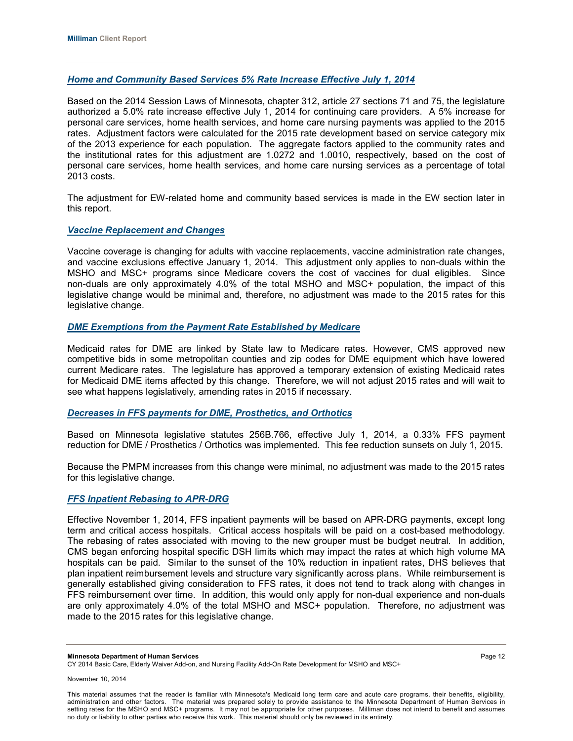### *Home and Community Based Services 5% Rate Increase Effective July 1, 2014*

Based on the 2014 Session Laws of Minnesota, chapter 312, article 27 sections 71 and 75, the legislature authorized a 5.0% rate increase effective July 1, 2014 for continuing care providers. A 5% increase for personal care services, home health services, and home care nursing payments was applied to the 2015 rates. Adjustment factors were calculated for the 2015 rate development based on service category mix of the 2013 experience for each population. The aggregate factors applied to the community rates and the institutional rates for this adjustment are 1.0272 and 1.0010, respectively, based on the cost of personal care services, home health services, and home care nursing services as a percentage of total 2013 costs.

The adjustment for EW-related home and community based services is made in the EW section later in this report.

### *Vaccine Replacement and Changes*

Vaccine coverage is changing for adults with vaccine replacements, vaccine administration rate changes, and vaccine exclusions effective January 1, 2014. This adjustment only applies to non-duals within the MSHO and MSC+ programs since Medicare covers the cost of vaccines for dual eligibles. Since non-duals are only approximately 4.0% of the total MSHO and MSC+ population, the impact of this legislative change would be minimal and, therefore, no adjustment was made to the 2015 rates for this legislative change.

### *DME Exemptions from the Payment Rate Established by Medicare*

Medicaid rates for DME are linked by State law to Medicare rates. However, CMS approved new competitive bids in some metropolitan counties and zip codes for DME equipment which have lowered current Medicare rates. The legislature has approved a temporary extension of existing Medicaid rates for Medicaid DME items affected by this change. Therefore, we will not adjust 2015 rates and will wait to see what happens legislatively, amending rates in 2015 if necessary.

### *Decreases in FFS payments for DME, Prosthetics, and Orthotics*

Based on Minnesota legislative statutes 256B.766, effective July 1, 2014, a 0.33% FFS payment reduction for DME / Prosthetics / Orthotics was implemented. This fee reduction sunsets on July 1, 2015.

Because the PMPM increases from this change were minimal, no adjustment was made to the 2015 rates for this legislative change.

### *FFS Inpatient Rebasing to APR-DRG*

Effective November 1, 2014, FFS inpatient payments will be based on APR-DRG payments, except long term and critical access hospitals. Critical access hospitals will be paid on a cost-based methodology. The rebasing of rates associated with moving to the new grouper must be budget neutral. In addition, CMS began enforcing hospital specific DSH limits which may impact the rates at which high volume MA hospitals can be paid. Similar to the sunset of the 10% reduction in inpatient rates, DHS believes that plan inpatient reimbursement levels and structure vary significantly across plans. While reimbursement is generally established giving consideration to FFS rates, it does not tend to track along with changes in FFS reimbursement over time. In addition, this would only apply for non-dual experience and non-duals are only approximately 4.0% of the total MSHO and MSC+ population. Therefore, no adjustment was made to the 2015 rates for this legislative change.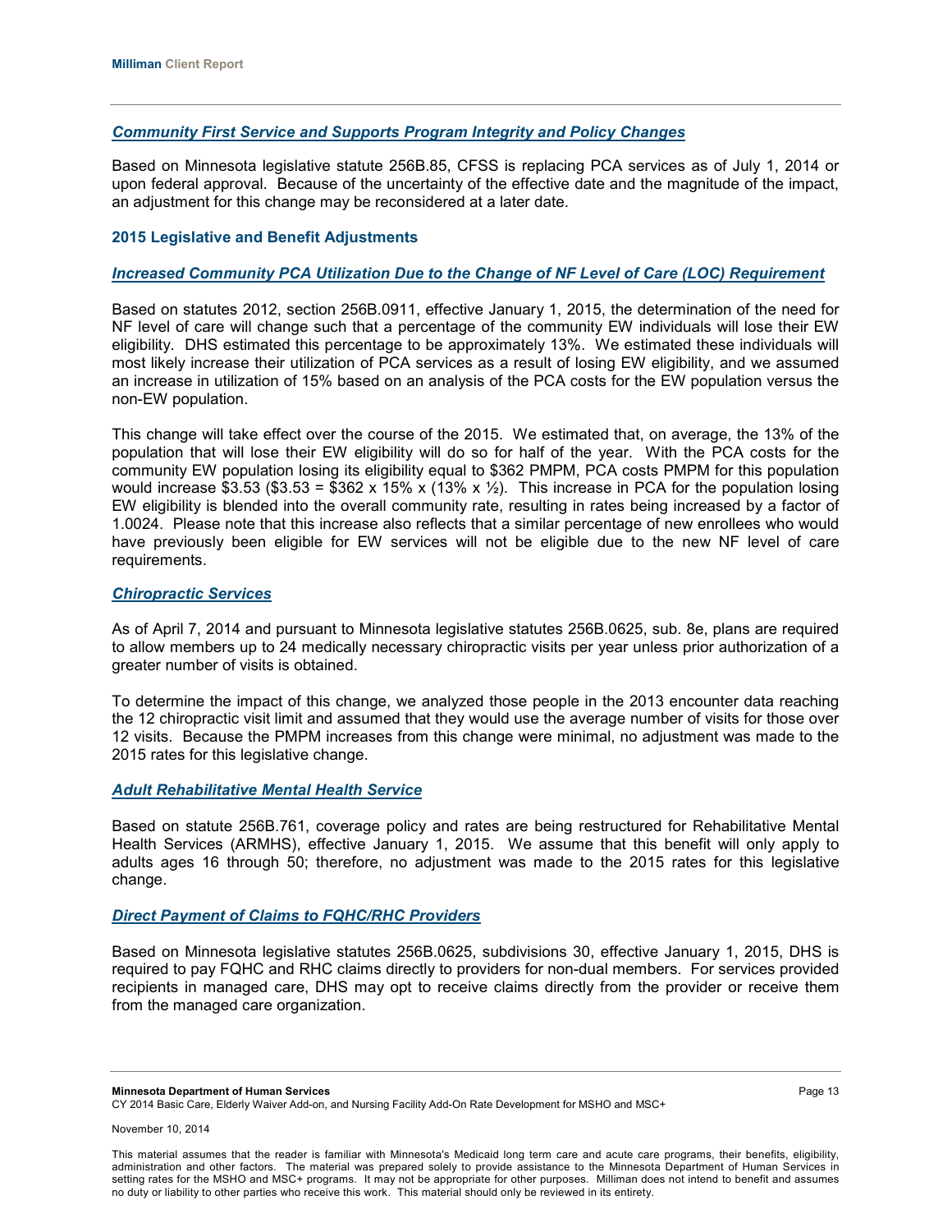### *Community First Service and Supports Program Integrity and Policy Changes*

Based on Minnesota legislative statute 256B.85, CFSS is replacing PCA services as of July 1, 2014 or upon federal approval. Because of the uncertainty of the effective date and the magnitude of the impact, an adjustment for this change may be reconsidered at a later date.

## 2015 Legislative and Benefit Adjustments

### *Increased Community PCA Utilization Due to the Change of NF Level of Care (LOC) Requirement*

Based on statutes 2012, section 256B.0911, effective January 1, 2015, the determination of the need for NF level of care will change such that a percentage of the community EW individuals will lose their EW eligibility. DHS estimated this percentage to be approximately 13%. We estimated these individuals will most likely increase their utilization of PCA services as a result of losing EW eligibility, and we assumed an increase in utilization of 15% based on an analysis of the PCA costs for the EW population versus the non-EW population.

This change will take effect over the course of the 2015. We estimated that, on average, the 13% of the population that will lose their EW eligibility will do so for half of the year. With the PCA costs for the community EW population losing its eligibility equal to $362 PMPM, PCA costs PMPM for this population would increase $3.53 ($3.53 = $362 x 15% x (13% x ½). This increase in PCA for the population losing EW eligibility is blended into the overall community rate, resulting in rates being increased by a factor of 1.0024. Please note that this increase also reflects that a similar percentage of new enrollees who would have previously been eligible for EW services will not be eligible due to the new NF level of care requirements.

### *Chiropractic Services*

As of April 7, 2014 and pursuant to Minnesota legislative statutes 256B.0625, sub. 8e, plans are required to allow members up to 24 medically necessary chiropractic visits per year unless prior authorization of a greater number of visits is obtained.

To determine the impact of this change, we analyzed those people in the 2013 encounter data reaching the 12 chiropractic visit limit and assumed that they would use the average number of visits for those over 12 visits. Because the PMPM increases from this change were minimal, no adjustment was made to the 2015 rates for this legislative change.

### *Adult Rehabilitative Mental Health Service*

Based on statute 256B.761, coverage policy and rates are being restructured for Rehabilitative Mental Health Services (ARMHS), effective January 1, 2015. We assume that this benefit will only apply to adults ages 16 through 50; therefore, no adjustment was made to the 2015 rates for this legislative change.

### *Direct Payment of Claims to FQHC/RHC Providers*

Based on Minnesota legislative statutes 256B.0625, subdivisions 30, effective January 1, 2015, DHS is required to pay FQHC and RHC claims directly to providers for non-dual members. For services provided recipients in managed care, DHS may opt to receive claims directly from the provider or receive them from the managed care organization.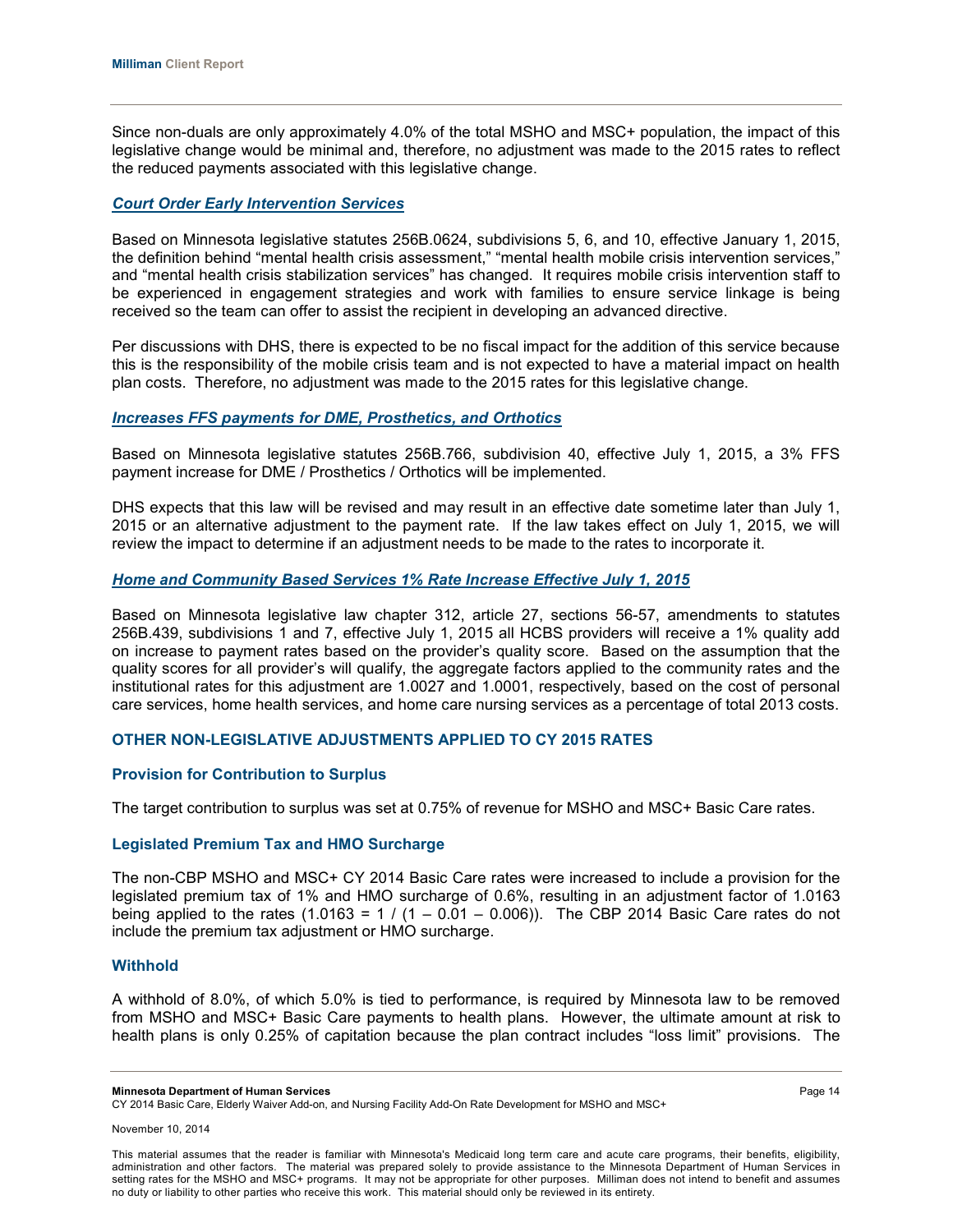Since non-duals are only approximately 4.0% of the total MSHO and MSC+ population, the impact of this legislative change would be minimal and, therefore, no adjustment was made to the 2015 rates to reflect the reduced payments associated with this legislative change.

### ***Court Order Early Intervention Services***

Based on Minnesota legislative statutes 256B.0624, subdivisions 5, 6, and 10, effective January 1, 2015, the definition behind "mental health crisis assessment," "mental health mobile crisis intervention services," and "mental health crisis stabilization services" has changed. It requires mobile crisis intervention staff to be experienced in engagement strategies and work with families to ensure service linkage is being received so the team can offer to assist the recipient in developing an advanced directive.

Per discussions with DHS, there is expected to be no fiscal impact for the addition of this service because this is the responsibility of the mobile crisis team and is not expected to have a material impact on health plan costs. Therefore, no adjustment was made to the 2015 rates for this legislative change.

### ***Increases FFS payments for DME, Prosthetics, and Orthotics***

Based on Minnesota legislative statutes 256B.766, subdivision 40, effective July 1, 2015, a 3% FFS payment increase for DME / Prosthetics / Orthotics will be implemented.

DHS expects that this law will be revised and may result in an effective date sometime later than July 1, 2015 or an alternative adjustment to the payment rate. If the law takes effect on July 1, 2015, we will review the impact to determine if an adjustment needs to be made to the rates to incorporate it.

### ***Home and Community Based Services 1% Rate Increase Effective July 1, 2015***

Based on Minnesota legislative law chapter 312, article 27, sections 56-57, amendments to statutes 256B.439, subdivisions 1 and 7, effective July 1, 2015 all HCBS providers will receive a 1% quality add on increase to payment rates based on the provider's quality score. Based on the assumption that the quality scores for all provider's will qualify, the aggregate factors applied to the community rates and the institutional rates for this adjustment are 1.0027 and 1.0001, respectively, based on the cost of personal care services, home health services, and home care nursing services as a percentage of total 2013 costs.

## OTHER NON-LEGISLATIVE ADJUSTMENTS APPLIED TO CY 2015 RATES

### Provision for Contribution to Surplus

The target contribution to surplus was set at 0.75% of revenue for MSHO and MSC+ Basic Care rates.

### Legislated Premium Tax and HMO Surcharge

The non-CBP MSHO and MSC+ CY 2014 Basic Care rates were increased to include a provision for the legislated premium tax of 1% and HMO surcharge of 0.6%, resulting in an adjustment factor of 1.0163 being applied to the rates ($1.0163 = 1 / (1 - 0.01 - 0.006)$). The CBP 2014 Basic Care rates do not include the premium tax adjustment or HMO surcharge.

### Withhold

A withhold of 8.0%, of which 5.0% is tied to performance, is required by Minnesota law to be removed from MSHO and MSC+ Basic Care payments to health plans. However, the ultimate amount at risk to health plans is only 0.25% of capitation because the plan contract includes "loss limit" provisions. The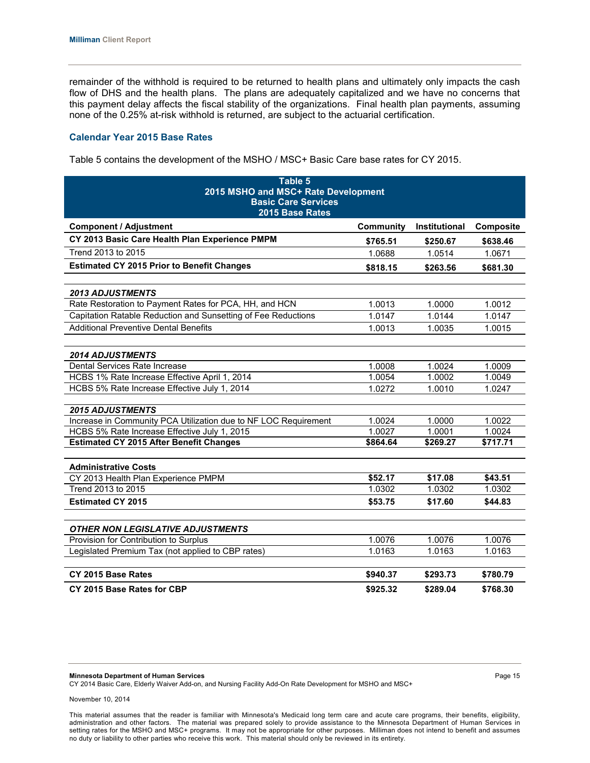remainder of the withhold is required to be returned to health plans and ultimately only impacts the cash flow of DHS and the health plans. The plans are adequately capitalized and we have no concerns that this payment delay affects the fiscal stability of the organizations. Final health plan payments, assuming none of the 0.25% at-risk withhold is returned, are subject to the actuarial certification.

### Calendar Year 2015 Base Rates

Table 5 contains the development of the MSHO / MSC+ Basic Care base rates for CY 2015.

**Table 5**
**2015 MSHO and MSC+ Rate Development**
**Basic Care Services**
**2015 Base Rates**

| Component / Adjustment | Community | Institutional | Composite |
|---|---|---|---|
| **CY 2013 Basic Care Health Plan Experience PMPM** | **$765.51** | **$250.67** | **$638.46** |
| Trend 2013 to 2015 | 1.0688 | 1.0514 | 1.0671 |
| **Estimated CY 2015 Prior to Benefit Changes** | **$818.15** | **$263.56** | **$681.30** |
| | | | |
| ***2013 ADJUSTMENTS*** | | | |
| Rate Restoration to Payment Rates for PCA, HH, and HCN | 1.0013 | 1.0000 | 1.0012 |
| Capitation Ratable Reduction and Sunsetting of Fee Reductions | 1.0147 | 1.0144 | 1.0147 |
| Additional Preventive Dental Benefits | 1.0013 | 1.0035 | 1.0015 |
| | | | |
| ***2014 ADJUSTMENTS*** | | | |
| Dental Services Rate Increase | 1.0008 | 1.0024 | 1.0009 |
| HCBS 1% Rate Increase Effective April 1, 2014 | 1.0054 | 1.0002 | 1.0049 |
| HCBS 5% Rate Increase Effective July 1, 2014 | 1.0272 | 1.0010 | 1.0247 |
| | | | |
| ***2015 ADJUSTMENTS*** | | | |
| Increase in Community PCA Utilization due to NF LOC Requirement | 1.0024 | 1.0000 | 1.0022 |
| HCBS 5% Rate Increase Effective July 1, 2015 | 1.0027 | 1.0001 | 1.0024 |
| **Estimated CY 2015 After Benefit Changes** | **$864.64** | **$269.27** | **$717.71** |
| | | | |
| **Administrative Costs** | | | |
| CY 2013 Health Plan Experience PMPM | **$52.17** | **$17.08** | **$43.51** |
| Trend 2013 to 2015 | 1.0302 | 1.0302 | 1.0302 |
| **Estimated CY 2015** | **$53.75** | **$17.60** | **$44.83** |
| | | | |
| ***OTHER NON LEGISLATIVE ADJUSTMENTS*** | | | |
| Provision for Contribution to Surplus | 1.0076 | 1.0076 | 1.0076 |
| Legislated Premium Tax (not applied to CBP rates) | 1.0163 | 1.0163 | 1.0163 |
| | | | |
| **CY 2015 Base Rates** | **$940.37** | **$293.73** | **$780.79** |
| **CY 2015 Base Rates for CBP** | **$925.32** | **$289.04** | **$768.30** |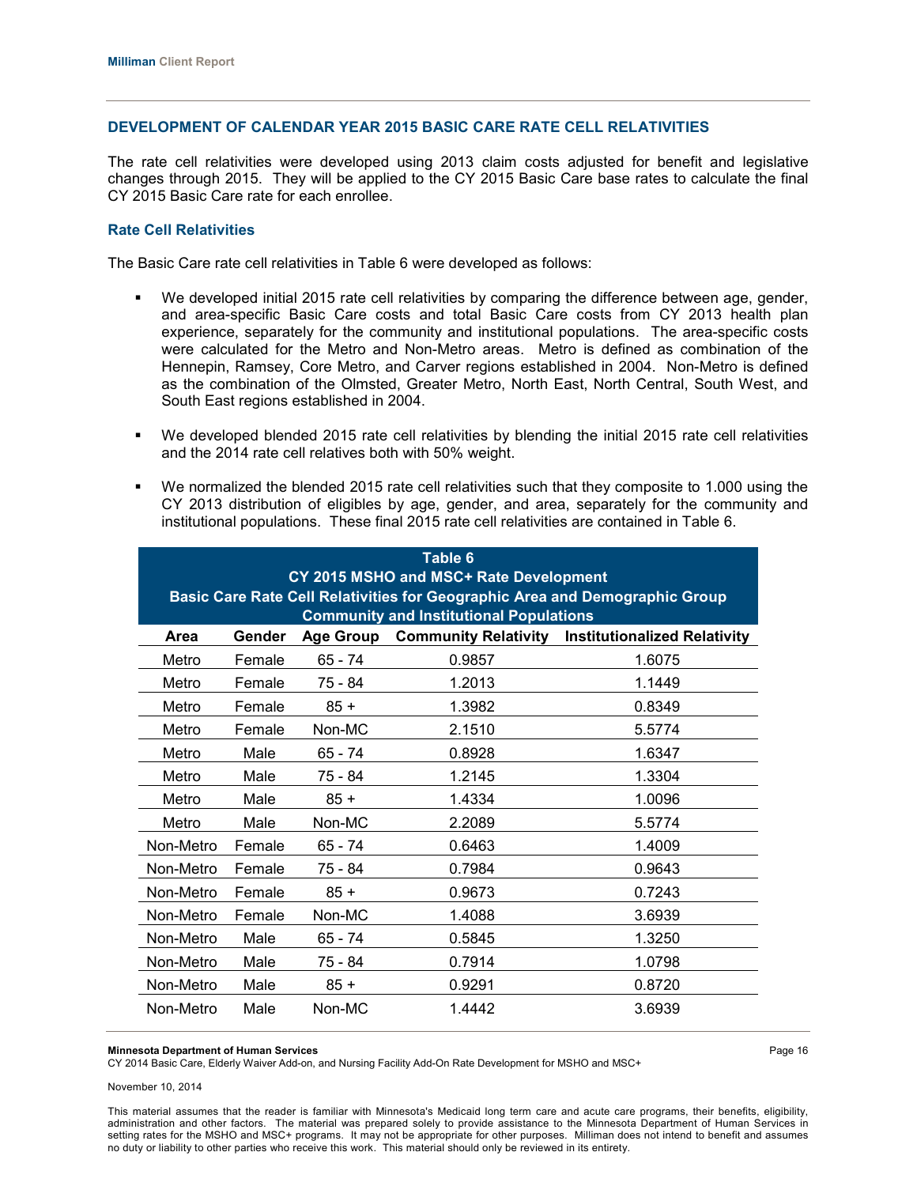## DEVELOPMENT OF CALENDAR YEAR 2015 BASIC CARE RATE CELL RELATIVITIES

The rate cell relativities were developed using 2013 claim costs adjusted for benefit and legislative changes through 2015. They will be applied to the CY 2015 Basic Care base rates to calculate the final CY 2015 Basic Care rate for each enrollee.

### Rate Cell Relativities

The Basic Care rate cell relativities in Table 6 were developed as follows:

- We developed initial 2015 rate cell relativities by comparing the difference between age, gender, and area-specific Basic Care costs and total Basic Care costs from CY 2013 health plan experience, separately for the community and institutional populations. The area-specific costs were calculated for the Metro and Non-Metro areas. Metro is defined as combination of the Hennepin, Ramsey, Core Metro, and Carver regions established in 2004. Non-Metro is defined as the combination of the Olmsted, Greater Metro, North East, North Central, South West, and South East regions established in 2004.
- We developed blended 2015 rate cell relativities by blending the initial 2015 rate cell relativities and the 2014 rate cell relatives both with 50% weight.
- We normalized the blended 2015 rate cell relativities such that they composite to 1.000 using the CY 2013 distribution of eligibles by age, gender, and area, separately for the community and institutional populations. These final 2015 rate cell relativities are contained in Table 6.

**Table 6**
**CY 2015 MSHO and MSC+ Rate Development**
**Basic Care Rate Cell Relativities for Geographic Area and Demographic Group**
**Community and Institutional Populations**

| Area | Gender | Age Group | Community Relativity | Institutionalized Relativity |
|---|---|---|---|---|
| Metro | Female | 65 - 74 | 0.9857 | 1.6075 |
| Metro | Female | 75 - 84 | 1.2013 | 1.1449 |
| Metro | Female | 85 + | 1.3982 | 0.8349 |
| Metro | Female | Non-MC | 2.1510 | 5.5774 |
| Metro | Male | 65 - 74 | 0.8928 | 1.6347 |
| Metro | Male | 75 - 84 | 1.2145 | 1.3304 |
| Metro | Male | 85 + | 1.4334 | 1.0096 |
| Metro | Male | Non-MC | 2.2089 | 5.5774 |
| Non-Metro | Female | 65 - 74 | 0.6463 | 1.4009 |
| Non-Metro | Female | 75 - 84 | 0.7984 | 0.9643 |
| Non-Metro | Female | 85 + | 0.9673 | 0.7243 |
| Non-Metro | Female | Non-MC | 1.4088 | 3.6939 |
| Non-Metro | Male | 65 - 74 | 0.5845 | 1.3250 |
| Non-Metro | Male | 75 - 84 | 0.7914 | 1.0798 |
| Non-Metro | Male | 85 + | 0.9291 | 0.8720 |
| Non-Metro | Male | Non-MC | 1.4442 | 3.6939 |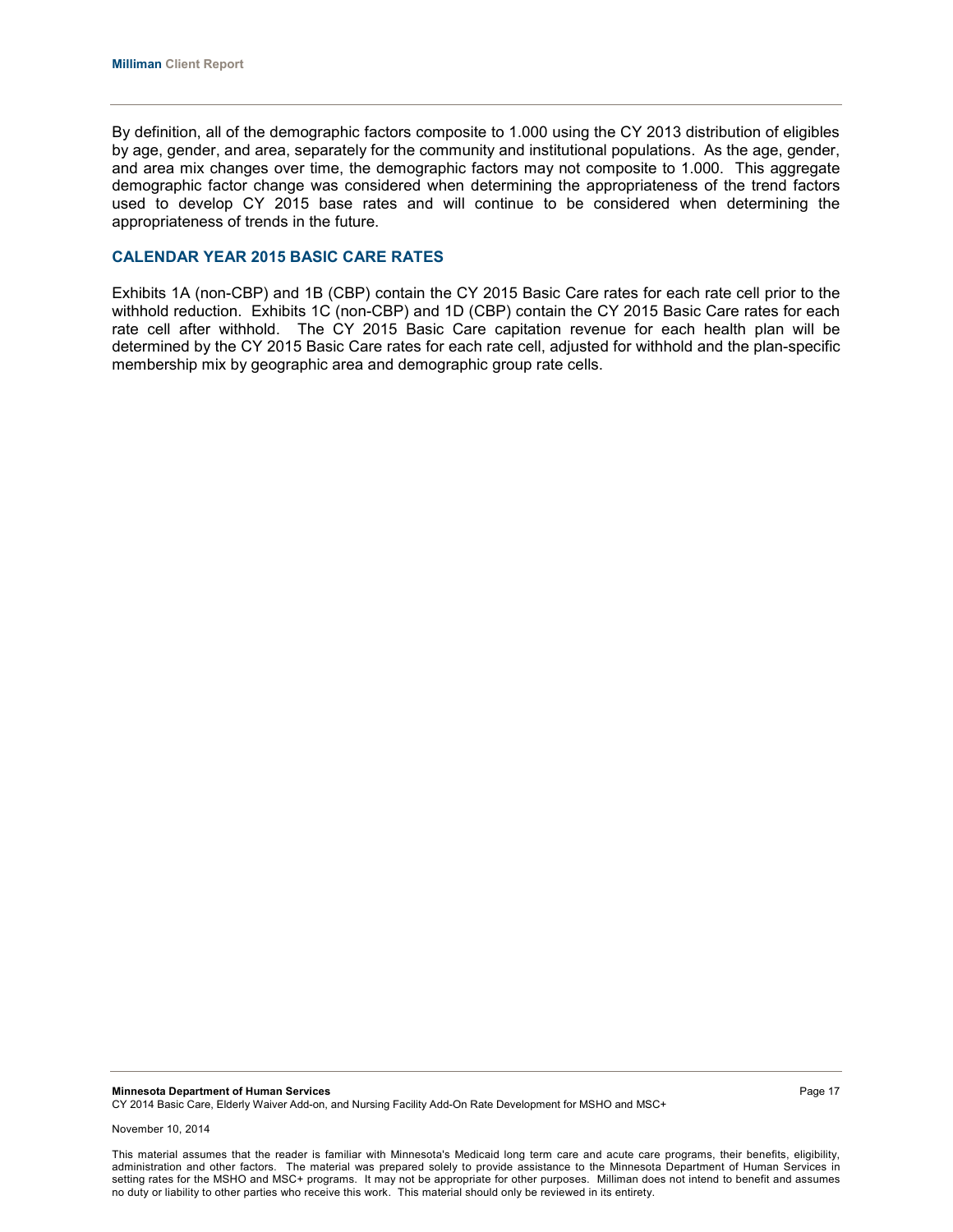By definition, all of the demographic factors composite to 1.000 using the CY 2013 distribution of eligibles by age, gender, and area, separately for the community and institutional populations. As the age, gender, and area mix changes over time, the demographic factors may not composite to 1.000. This aggregate demographic factor change was considered when determining the appropriateness of the trend factors used to develop CY 2015 base rates and will continue to be considered when determining the appropriateness of trends in the future.

## CALENDAR YEAR 2015 BASIC CARE RATES

Exhibits 1A (non-CBP) and 1B (CBP) contain the CY 2015 Basic Care rates for each rate cell prior to the withhold reduction. Exhibits 1C (non-CBP) and 1D (CBP) contain the CY 2015 Basic Care rates for each rate cell after withhold. The CY 2015 Basic Care capitation revenue for each health plan will be determined by the CY 2015 Basic Care rates for each rate cell, adjusted for withhold and the plan-specific membership mix by geographic area and demographic group rate cells.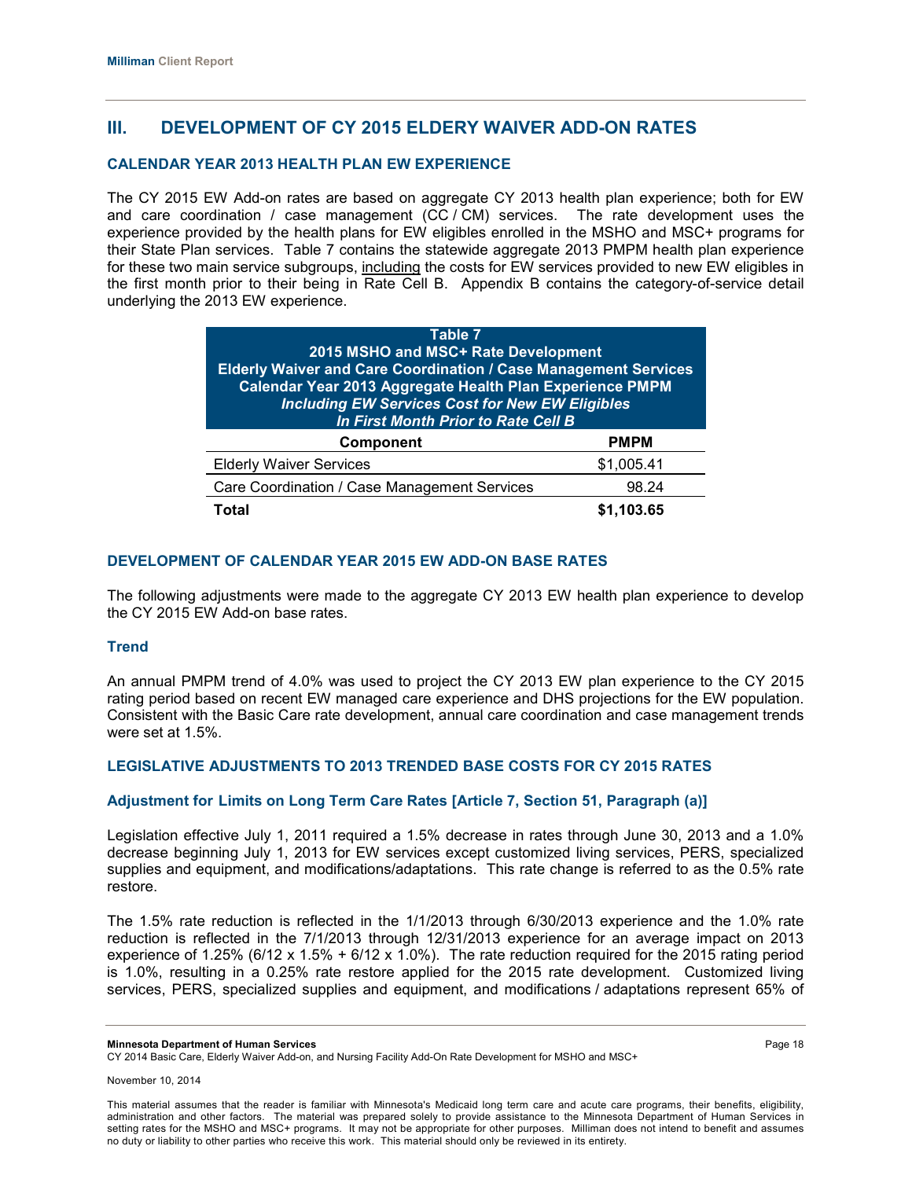## III. DEVELOPMENT OF CY 2015 ELDERY WAIVER ADD-ON RATES

### CALENDAR YEAR 2013 HEALTH PLAN EW EXPERIENCE

The CY 2015 EW Add-on rates are based on aggregate CY 2013 health plan experience; both for EW and care coordination / case management (CC / CM) services. The rate development uses the experience provided by the health plans for EW eligibles enrolled in the MSHO and MSC+ programs for their State Plan services. Table 7 contains the statewide aggregate 2013 PMPM health plan experience for these two main service subgroups, including the costs for EW services provided to new EW eligibles in the first month prior to their being in Rate Cell B. Appendix B contains the category-of-service detail underlying the 2013 EW experience.

**Table 7**
**2015 MSHO and MSC+ Rate Development**
**Elderly Waiver and Care Coordination / Case Management Services**
**Calendar Year 2013 Aggregate Health Plan Experience PMPM**
***Including EW Services Cost for New EW Eligibles***
***In First Month Prior to Rate Cell B***

| Component | PMPM |
|---|---|
| Elderly Waiver Services | $1,005.41 |
| Care Coordination / Case Management Services | 98.24 |
| **Total** | **$1,103.65** |

### DEVELOPMENT OF CALENDAR YEAR 2015 EW ADD-ON BASE RATES

The following adjustments were made to the aggregate CY 2013 EW health plan experience to develop the CY 2015 EW Add-on base rates.

#### Trend

An annual PMPM trend of 4.0% was used to project the CY 2013 EW plan experience to the CY 2015 rating period based on recent EW managed care experience and DHS projections for the EW population. Consistent with the Basic Care rate development, annual care coordination and case management trends were set at 1.5%.

### LEGISLATIVE ADJUSTMENTS TO 2013 TRENDED BASE COSTS FOR CY 2015 RATES

#### Adjustment for Limits on Long Term Care Rates [Article 7, Section 51, Paragraph (a)]

Legislation effective July 1, 2011 required a 1.5% decrease in rates through June 30, 2013 and a 1.0% decrease beginning July 1, 2013 for EW services except customized living services, PERS, specialized supplies and equipment, and modifications/adaptations. This rate change is referred to as the 0.5% rate restore.

The 1.5% rate reduction is reflected in the 1/1/2013 through 6/30/2013 experience and the 1.0% rate reduction is reflected in the 7/1/2013 through 12/31/2013 experience for an average impact on 2013 experience of 1.25% (6/12 x 1.5% + 6/12 x 1.0%). The rate reduction required for the 2015 rating period is 1.0%, resulting in a 0.25% rate restore applied for the 2015 rate development. Customized living services, PERS, specialized supplies and equipment, and modifications / adaptations represent 65% of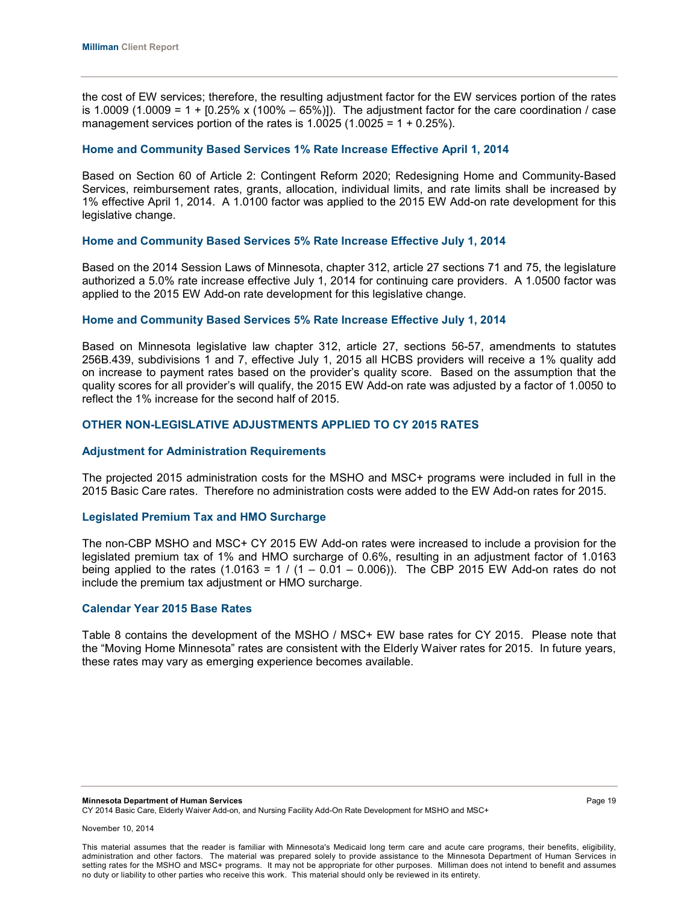the cost of EW services; therefore, the resulting adjustment factor for the EW services portion of the rates is 1.0009 (1.0009 = 1 + [0.25% x (100% – 65%)]). The adjustment factor for the care coordination / case management services portion of the rates is 1.0025 (1.0025 = 1 + 0.25%).

### Home and Community Based Services 1% Rate Increase Effective April 1, 2014

Based on Section 60 of Article 2: Contingent Reform 2020; Redesigning Home and Community-Based Services, reimbursement rates, grants, allocation, individual limits, and rate limits shall be increased by 1% effective April 1, 2014. A 1.0100 factor was applied to the 2015 EW Add-on rate development for this legislative change.

### Home and Community Based Services 5% Rate Increase Effective July 1, 2014

Based on the 2014 Session Laws of Minnesota, chapter 312, article 27 sections 71 and 75, the legislature authorized a 5.0% rate increase effective July 1, 2014 for continuing care providers. A 1.0500 factor was applied to the 2015 EW Add-on rate development for this legislative change.

### Home and Community Based Services 5% Rate Increase Effective July 1, 2014

Based on Minnesota legislative law chapter 312, article 27, sections 56-57, amendments to statutes 256B.439, subdivisions 1 and 7, effective July 1, 2015 all HCBS providers will receive a 1% quality add on increase to payment rates based on the provider's quality score. Based on the assumption that the quality scores for all provider's will qualify, the 2015 EW Add-on rate was adjusted by a factor of 1.0050 to reflect the 1% increase for the second half of 2015.

## OTHER NON-LEGISLATIVE ADJUSTMENTS APPLIED TO CY 2015 RATES

### Adjustment for Administration Requirements

The projected 2015 administration costs for the MSHO and MSC+ programs were included in full in the 2015 Basic Care rates. Therefore no administration costs were added to the EW Add-on rates for 2015.

### Legislated Premium Tax and HMO Surcharge

The non-CBP MSHO and MSC+ CY 2015 EW Add-on rates were increased to include a provision for the legislated premium tax of 1% and HMO surcharge of 0.6%, resulting in an adjustment factor of 1.0163 being applied to the rates (1.0163 = 1 / (1 – 0.01 – 0.006)). The CBP 2015 EW Add-on rates do not include the premium tax adjustment or HMO surcharge.

### Calendar Year 2015 Base Rates

Table 8 contains the development of the MSHO / MSC+ EW base rates for CY 2015. Please note that the "Moving Home Minnesota" rates are consistent with the Elderly Waiver rates for 2015. In future years, these rates may vary as emerging experience becomes available.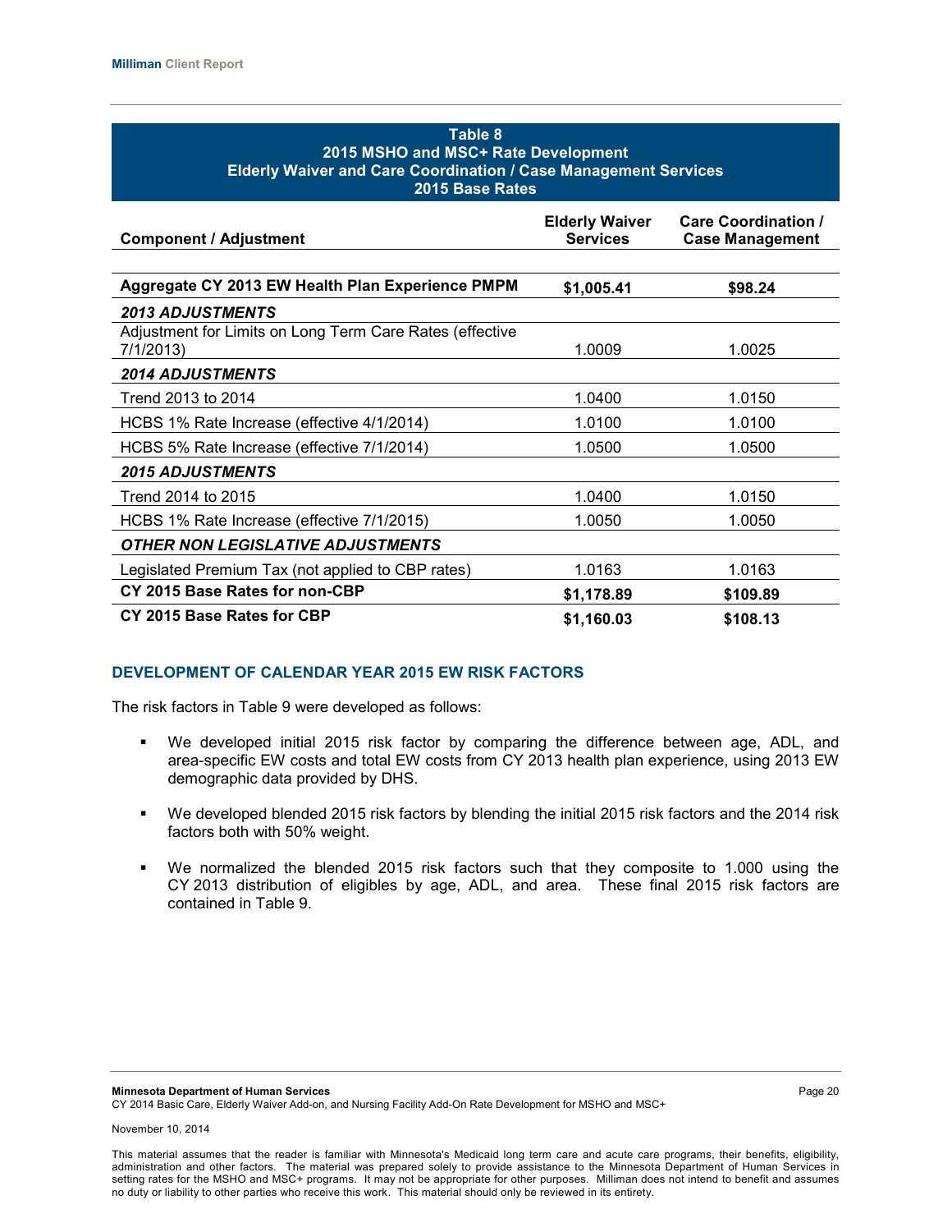**Table 8**
**2015 MSHO and MSC+ Rate Development**
**Elderly Waiver and Care Coordination / Case Management Services**
**2015 Base Rates**

| Component / Adjustment | Elderly Waiver Services | Care Coordination / Case Management |
|---|---|---|
| **Aggregate CY 2013 EW Health Plan Experience PMPM** | **$1,005.41** | **$98.24** |
| ***2013 ADJUSTMENTS*** | | |
| Adjustment for Limits on Long Term Care Rates (effective 7/1/2013) | 1.0009 | 1.0025 |
| ***2014 ADJUSTMENTS*** | | |
| Trend 2013 to 2014 | 1.0400 | 1.0150 |
| HCBS 1% Rate Increase (effective 4/1/2014) | 1.0100 | 1.0100 |
| HCBS 5% Rate Increase (effective 7/1/2014) | 1.0500 | 1.0500 |
| ***2015 ADJUSTMENTS*** | | |
| Trend 2014 to 2015 | 1.0400 | 1.0150 |
| HCBS 1% Rate Increase (effective 7/1/2015) | 1.0050 | 1.0050 |
| ***OTHER NON LEGISLATIVE ADJUSTMENTS*** | | |
| Legislated Premium Tax (not applied to CBP rates) | 1.0163 | 1.0163 |
| **CY 2015 Base Rates for non-CBP** | **$1,178.89** | **$109.89** |
| **CY 2015 Base Rates for CBP** | **$1,160.03** | **$108.13** |

## DEVELOPMENT OF CALENDAR YEAR 2015 EW RISK FACTORS

The risk factors in Table 9 were developed as follows:

- We developed initial 2015 risk factor by comparing the difference between age, ADL, and area-specific EW costs and total EW costs from CY 2013 health plan experience, using 2013 EW demographic data provided by DHS.
- We developed blended 2015 risk factors by blending the initial 2015 risk factors and the 2014 risk factors both with 50% weight.
- We normalized the blended 2015 risk factors such that they composite to 1.000 using the CY 2013 distribution of eligibles by age, ADL, and area. These final 2015 risk factors are contained in Table 9.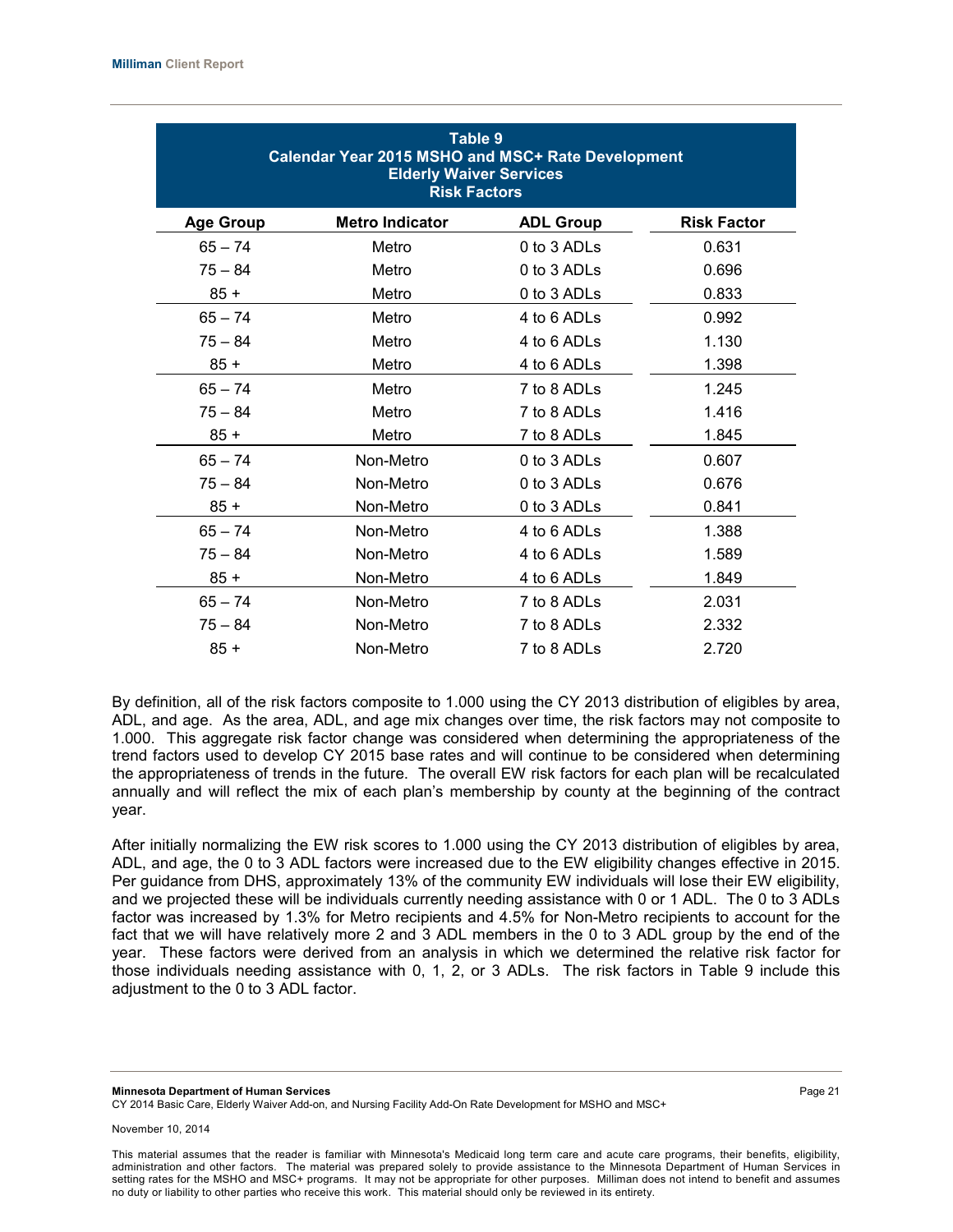**Table 9**
**Calendar Year 2015 MSHO and MSC+ Rate Development**
**Elderly Waiver Services**
**Risk Factors**

| Age Group | Metro Indicator | ADL Group | Risk Factor |
|---|---|---|---|
| 65 – 74 | Metro | 0 to 3 ADLs | 0.631 |
| 75 – 84 | Metro | 0 to 3 ADLs | 0.696 |
| 85 + | Metro | 0 to 3 ADLs | 0.833 |
| 65 – 74 | Metro | 4 to 6 ADLs | 0.992 |
| 75 – 84 | Metro | 4 to 6 ADLs | 1.130 |
| 85 + | Metro | 4 to 6 ADLs | 1.398 |
| 65 – 74 | Metro | 7 to 8 ADLs | 1.245 |
| 75 – 84 | Metro | 7 to 8 ADLs | 1.416 |
| 85 + | Metro | 7 to 8 ADLs | 1.845 |
| 65 – 74 | Non-Metro | 0 to 3 ADLs | 0.607 |
| 75 – 84 | Non-Metro | 0 to 3 ADLs | 0.676 |
| 85 + | Non-Metro | 0 to 3 ADLs | 0.841 |
| 65 – 74 | Non-Metro | 4 to 6 ADLs | 1.388 |
| 75 – 84 | Non-Metro | 4 to 6 ADLs | 1.589 |
| 85 + | Non-Metro | 4 to 6 ADLs | 1.849 |
| 65 – 74 | Non-Metro | 7 to 8 ADLs | 2.031 |
| 75 – 84 | Non-Metro | 7 to 8 ADLs | 2.332 |
| 85 + | Non-Metro | 7 to 8 ADLs | 2.720 |

By definition, all of the risk factors composite to 1.000 using the CY 2013 distribution of eligibles by area, ADL, and age. As the area, ADL, and age mix changes over time, the risk factors may not composite to 1.000. This aggregate risk factor change was considered when determining the appropriateness of the trend factors used to develop CY 2015 base rates and will continue to be considered when determining the appropriateness of trends in the future. The overall EW risk factors for each plan will be recalculated annually and will reflect the mix of each plan's membership by county at the beginning of the contract year.

After initially normalizing the EW risk scores to 1.000 using the CY 2013 distribution of eligibles by area, ADL, and age, the 0 to 3 ADL factors were increased due to the EW eligibility changes effective in 2015. Per guidance from DHS, approximately 13% of the community EW individuals will lose their EW eligibility, and we projected these will be individuals currently needing assistance with 0 or 1 ADL. The 0 to 3 ADLs factor was increased by 1.3% for Metro recipients and 4.5% for Non-Metro recipients to account for the fact that we will have relatively more 2 and 3 ADL members in the 0 to 3 ADL group by the end of the year. These factors were derived from an analysis in which we determined the relative risk factor for those individuals needing assistance with 0, 1, 2, or 3 ADLs. The risk factors in Table 9 include this adjustment to the 0 to 3 ADL factor.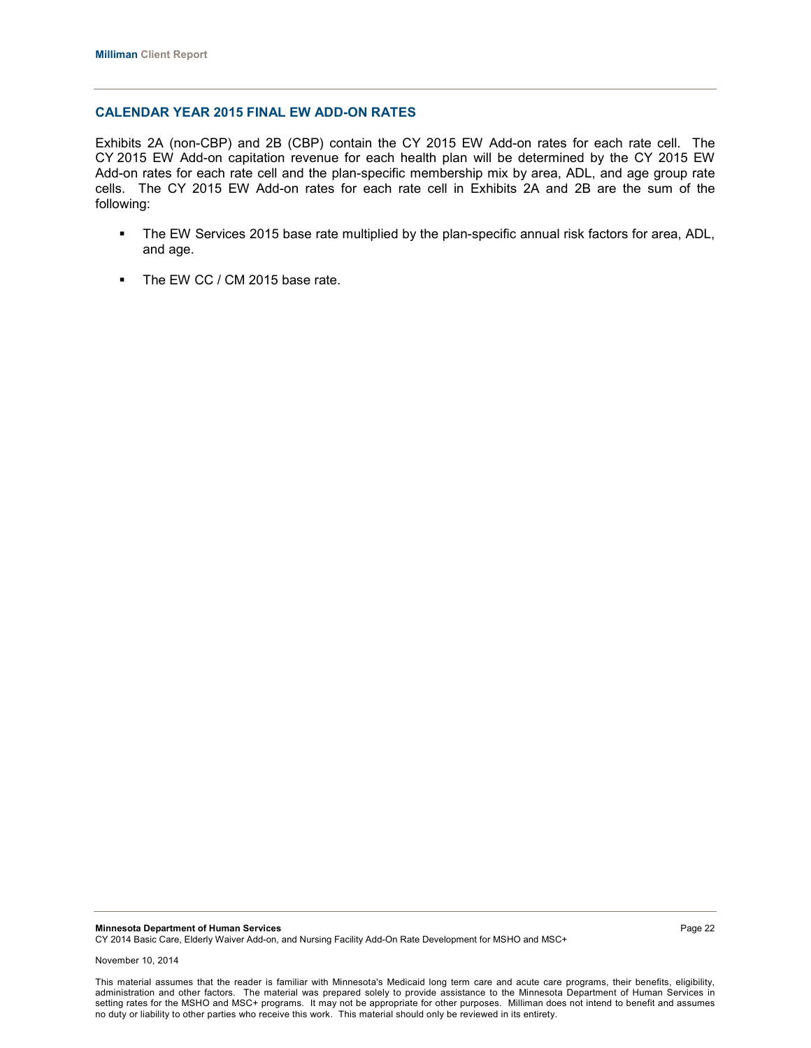## CALENDAR YEAR 2015 FINAL EW ADD-ON RATES

Exhibits 2A (non-CBP) and 2B (CBP) contain the CY 2015 EW Add-on rates for each rate cell. The CY 2015 EW Add-on capitation revenue for each health plan will be determined by the CY 2015 EW Add-on rates for each rate cell and the plan-specific membership mix by area, ADL, and age group rate cells. The CY 2015 EW Add-on rates for each rate cell in Exhibits 2A and 2B are the sum of the following:

- The EW Services 2015 base rate multiplied by the plan-specific annual risk factors for area, ADL, and age.
- The EW CC / CM 2015 base rate.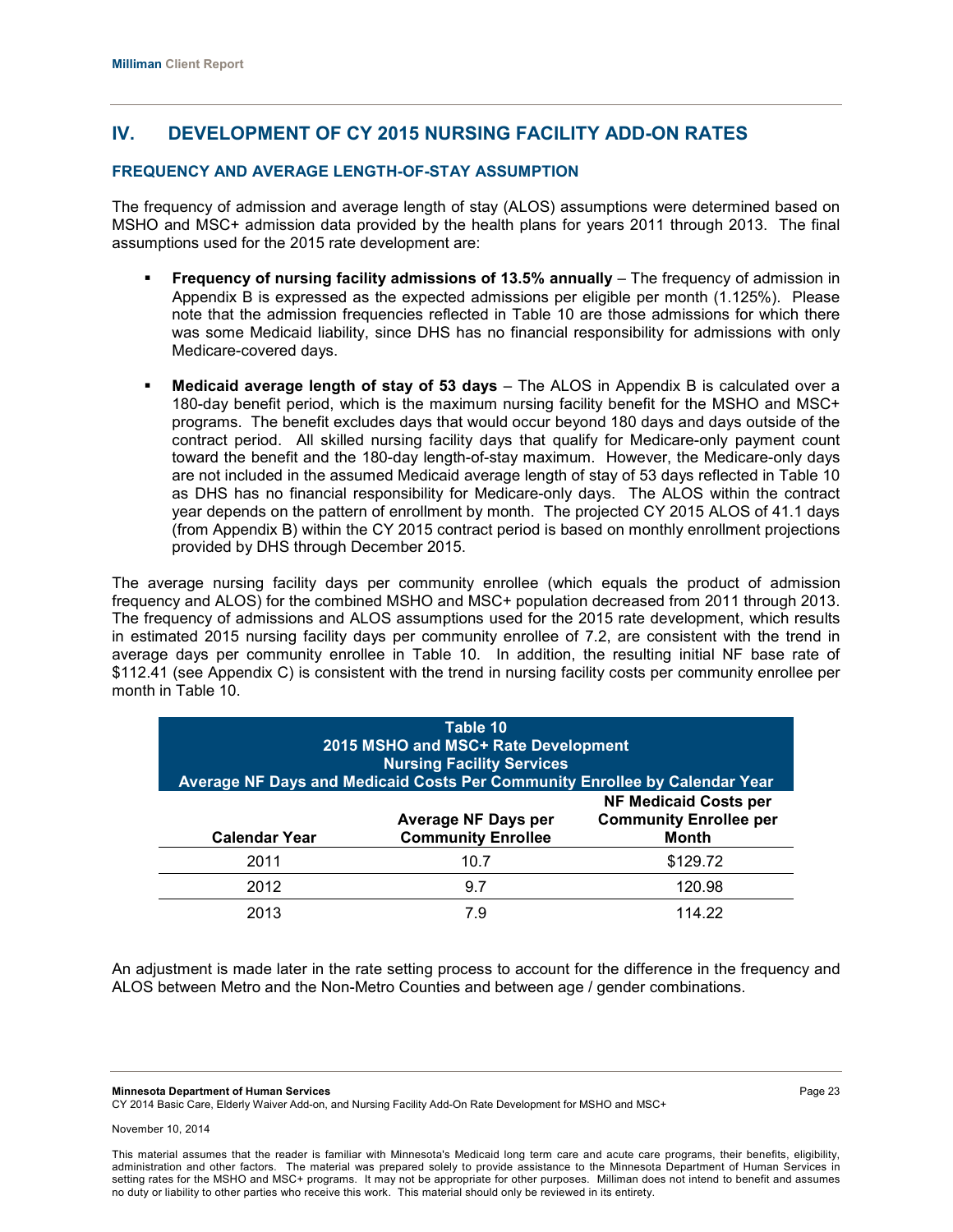## IV. DEVELOPMENT OF CY 2015 NURSING FACILITY ADD-ON RATES

### FREQUENCY AND AVERAGE LENGTH-OF-STAY ASSUMPTION

The frequency of admission and average length of stay (ALOS) assumptions were determined based on MSHO and MSC+ admission data provided by the health plans for years 2011 through 2013. The final assumptions used for the 2015 rate development are:

- **Frequency of nursing facility admissions of 13.5% annually** – The frequency of admission in Appendix B is expressed as the expected admissions per eligible per month (1.125%). Please note that the admission frequencies reflected in Table 10 are those admissions for which there was some Medicaid liability, since DHS has no financial responsibility for admissions with only Medicare-covered days.

- **Medicaid average length of stay of 53 days** – The ALOS in Appendix B is calculated over a 180-day benefit period, which is the maximum nursing facility benefit for the MSHO and MSC+ programs. The benefit excludes days that would occur beyond 180 days and days outside of the contract period. All skilled nursing facility days that qualify for Medicare-only payment count toward the benefit and the 180-day length-of-stay maximum. However, the Medicare-only days are not included in the assumed Medicaid average length of stay of 53 days reflected in Table 10 as DHS has no financial responsibility for Medicare-only days. The ALOS within the contract year depends on the pattern of enrollment by month. The projected CY 2015 ALOS of 41.1 days (from Appendix B) within the CY 2015 contract period is based on monthly enrollment projections provided by DHS through December 2015.

The average nursing facility days per community enrollee (which equals the product of admission frequency and ALOS) for the combined MSHO and MSC+ population decreased from 2011 through 2013. The frequency of admissions and ALOS assumptions used for the 2015 rate development, which results in estimated 2015 nursing facility days per community enrollee of 7.2, are consistent with the trend in average days per community enrollee in Table 10. In addition, the resulting initial NF base rate of $112.41 (see Appendix C) is consistent with the trend in nursing facility costs per community enrollee per month in Table 10.

**Table 10**
**2015 MSHO and MSC+ Rate Development**
**Nursing Facility Services**
**Average NF Days and Medicaid Costs Per Community Enrollee by Calendar Year**

| Calendar Year | Average NF Days per Community Enrollee | NF Medicaid Costs per Community Enrollee per Month |
|---|---|---|
| 2011 | 10.7 | $129.72 |
| 2012 | 9.7 | 120.98 |
| 2013 | 7.9 | 114.22 |

An adjustment is made later in the rate setting process to account for the difference in the frequency and ALOS between Metro and the Non-Metro Counties and between age / gender combinations.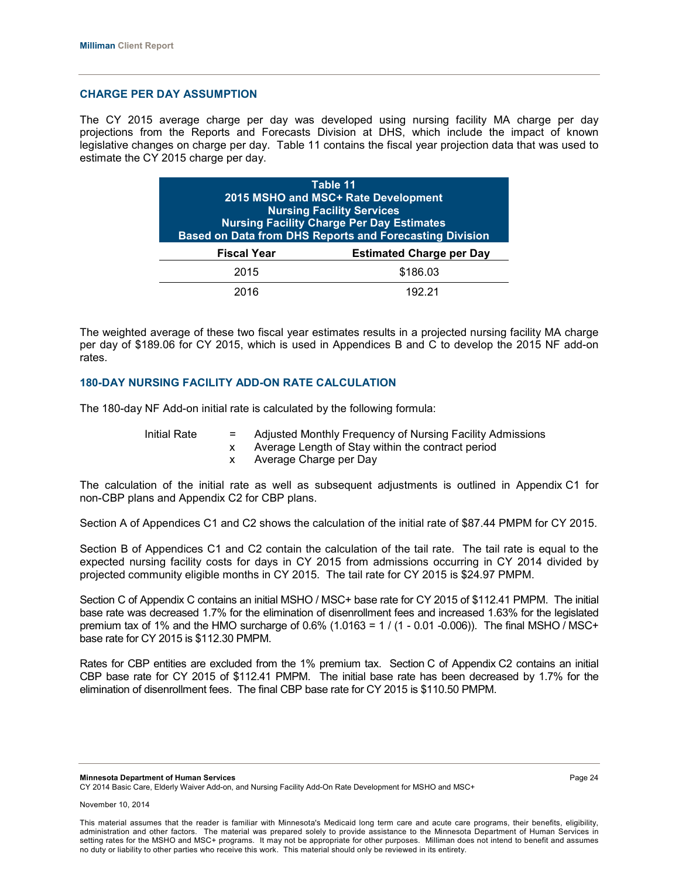### CHARGE PER DAY ASSUMPTION

The CY 2015 average charge per day was developed using nursing facility MA charge per day projections from the Reports and Forecasts Division at DHS, which include the impact of known legislative changes on charge per day. Table 11 contains the fiscal year projection data that was used to estimate the CY 2015 charge per day.

**Table 11**
**2015 MSHO and MSC+ Rate Development**
**Nursing Facility Services**
**Nursing Facility Charge Per Day Estimates**
**Based on Data from DHS Reports and Forecasting Division**

| Fiscal Year | Estimated Charge per Day |
|---|---|
| 2015 | $186.03 |
| 2016 | 192.21 |

The weighted average of these two fiscal year estimates results in a projected nursing facility MA charge per day of $189.06 for CY 2015, which is used in Appendices B and C to develop the 2015 NF add-on rates.

### 180-DAY NURSING FACILITY ADD-ON RATE CALCULATION

The 180-day NF Add-on initial rate is calculated by the following formula:

Initial Rate = Adjusted Monthly Frequency of Nursing Facility Admissions
x Average Length of Stay within the contract period
x Average Charge per Day

The calculation of the initial rate as well as subsequent adjustments is outlined in Appendix C1 for non-CBP plans and Appendix C2 for CBP plans.

Section A of Appendices C1 and C2 shows the calculation of the initial rate of $87.44 PMPM for CY 2015.

Section B of Appendices C1 and C2 contain the calculation of the tail rate. The tail rate is equal to the expected nursing facility costs for days in CY 2015 from admissions occurring in CY 2014 divided by projected community eligible months in CY 2015. The tail rate for CY 2015 is $24.97 PMPM.

Section C of Appendix C contains an initial MSHO / MSC+ base rate for CY 2015 of $112.41 PMPM. The initial base rate was decreased 1.7% for the elimination of disenrollment fees and increased 1.63% for the legislated premium tax of 1% and the HMO surcharge of 0.6% ($1.0163 = 1 / (1 - 0.01 - 0.006)$). The final MSHO / MSC+ base rate for CY 2015 is $112.30 PMPM.

Rates for CBP entities are excluded from the 1% premium tax. Section C of Appendix C2 contains an initial CBP base rate for CY 2015 of $112.41 PMPM. The initial base rate has been decreased by 1.7% for the elimination of disenrollment fees. The final CBP base rate for CY 2015 is $110.50 PMPM.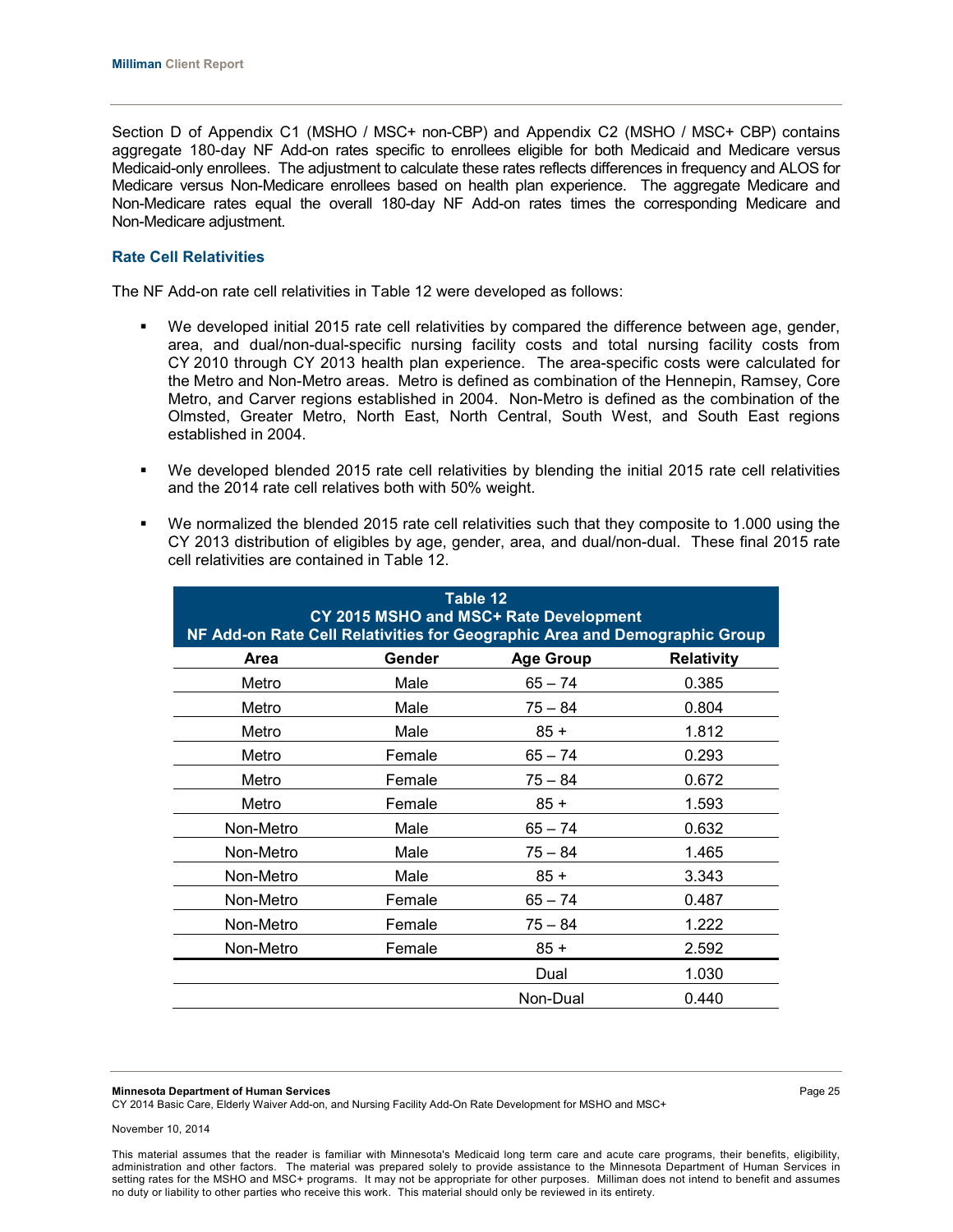Section D of Appendix C1 (MSHO / MSC+ non-CBP) and Appendix C2 (MSHO / MSC+ CBP) contains aggregate 180-day NF Add-on rates specific to enrollees eligible for both Medicaid and Medicare versus Medicaid-only enrollees. The adjustment to calculate these rates reflects differences in frequency and ALOS for Medicare versus Non-Medicare enrollees based on health plan experience. The aggregate Medicare and Non-Medicare rates equal the overall 180-day NF Add-on rates times the corresponding Medicare and Non-Medicare adjustment.

### Rate Cell Relativities

The NF Add-on rate cell relativities in Table 12 were developed as follows:

- We developed initial 2015 rate cell relativities by compared the difference between age, gender, area, and dual/non-dual-specific nursing facility costs and total nursing facility costs from CY 2010 through CY 2013 health plan experience. The area-specific costs were calculated for the Metro and Non-Metro areas. Metro is defined as combination of the Hennepin, Ramsey, Core Metro, and Carver regions established in 2004. Non-Metro is defined as the combination of the Olmsted, Greater Metro, North East, North Central, South West, and South East regions established in 2004.
- We developed blended 2015 rate cell relativities by blending the initial 2015 rate cell relativities and the 2014 rate cell relatives both with 50% weight.
- We normalized the blended 2015 rate cell relativities such that they composite to 1.000 using the CY 2013 distribution of eligibles by age, gender, area, and dual/non-dual. These final 2015 rate cell relativities are contained in Table 12.

**Table 12**
**CY 2015 MSHO and MSC+ Rate Development**
**NF Add-on Rate Cell Relativities for Geographic Area and Demographic Group**

| Area | Gender | Age Group | Relativity |
|---|---|---|---|
| Metro | Male | 65 – 74 | 0.385 |
| Metro | Male | 75 – 84 | 0.804 |
| Metro | Male | 85 + | 1.812 |
| Metro | Female | 65 – 74 | 0.293 |
| Metro | Female | 75 – 84 | 0.672 |
| Metro | Female | 85 + | 1.593 |
| Non-Metro | Male | 65 – 74 | 0.632 |
| Non-Metro | Male | 75 – 84 | 1.465 |
| Non-Metro | Male | 85 + | 3.343 |
| Non-Metro | Female | 65 – 74 | 0.487 |
| Non-Metro | Female | 75 – 84 | 1.222 |
| Non-Metro | Female | 85 + | 2.592 |
| | | Dual | 1.030 |
| | | Non-Dual | 0.440 |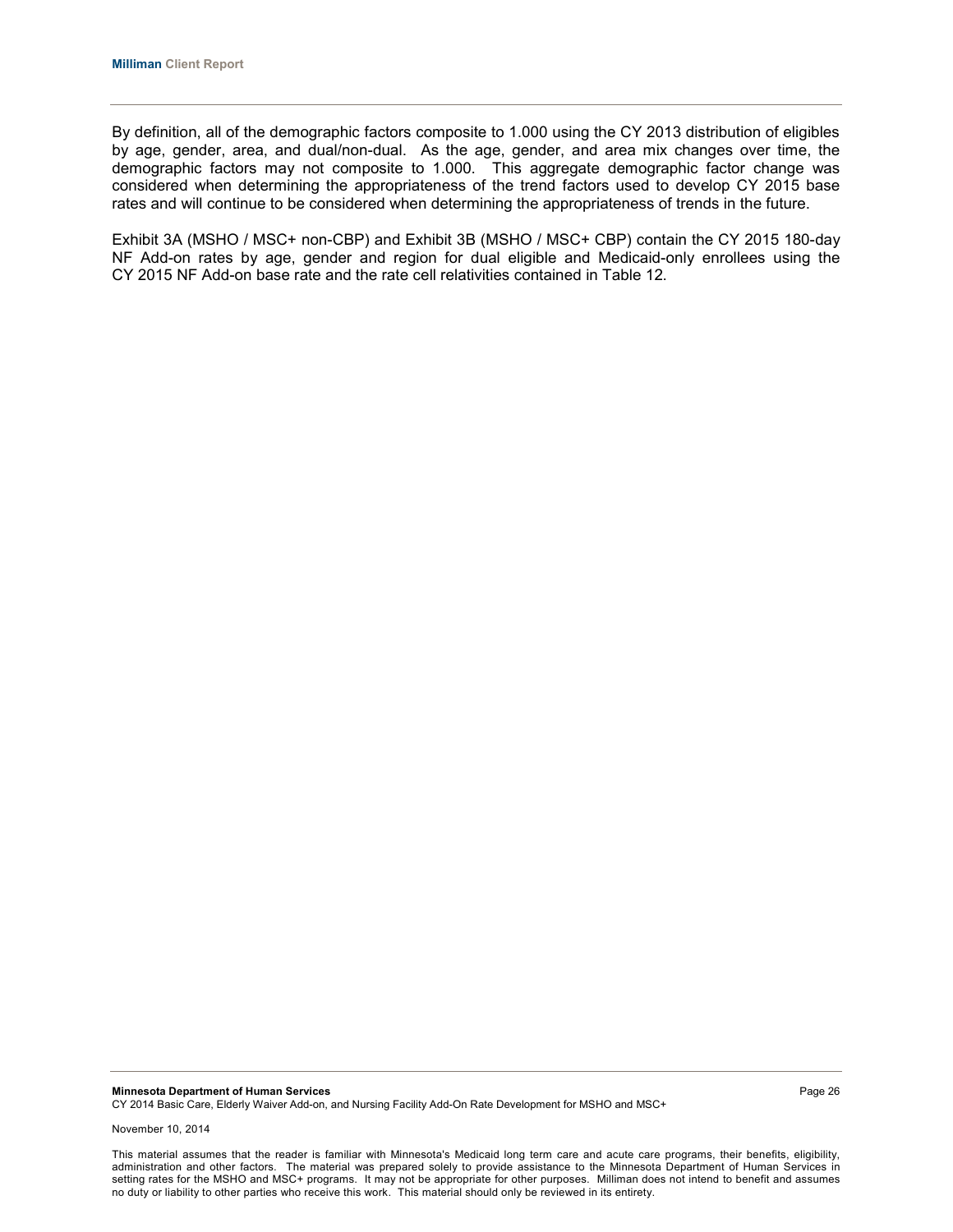By definition, all of the demographic factors composite to 1.000 using the CY 2013 distribution of eligibles by age, gender, area, and dual/non-dual. As the age, gender, and area mix changes over time, the demographic factors may not composite to 1.000. This aggregate demographic factor change was considered when determining the appropriateness of the trend factors used to develop CY 2015 base rates and will continue to be considered when determining the appropriateness of trends in the future.

Exhibit 3A (MSHO / MSC+ non-CBP) and Exhibit 3B (MSHO / MSC+ CBP) contain the CY 2015 180-day NF Add-on rates by age, gender and region for dual eligible and Medicaid-only enrollees using the CY 2015 NF Add-on base rate and the rate cell relativities contained in Table 12.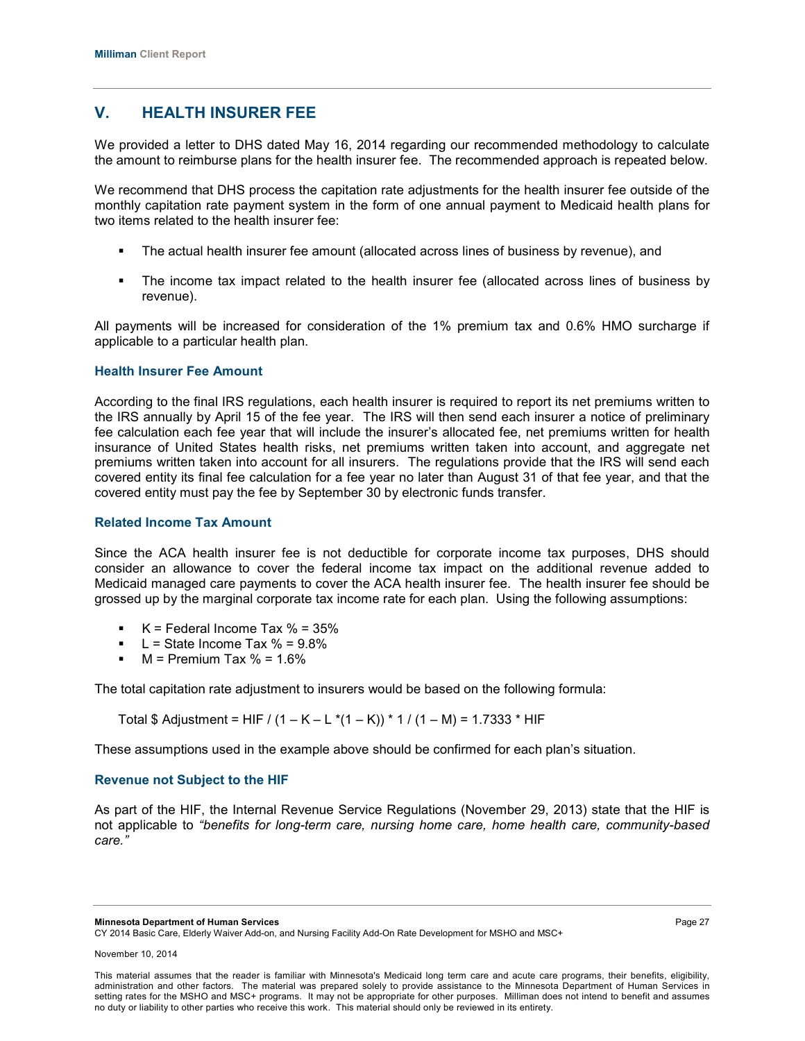## V. HEALTH INSURER FEE

We provided a letter to DHS dated May 16, 2014 regarding our recommended methodology to calculate the amount to reimburse plans for the health insurer fee. The recommended approach is repeated below.

We recommend that DHS process the capitation rate adjustments for the health insurer fee outside of the monthly capitation rate payment system in the form of one annual payment to Medicaid health plans for two items related to the health insurer fee:

- The actual health insurer fee amount (allocated across lines of business by revenue), and
- The income tax impact related to the health insurer fee (allocated across lines of business by revenue).

All payments will be increased for consideration of the 1% premium tax and 0.6% HMO surcharge if applicable to a particular health plan.

### Health Insurer Fee Amount

According to the final IRS regulations, each health insurer is required to report its net premiums written to the IRS annually by April 15 of the fee year. The IRS will then send each insurer a notice of preliminary fee calculation each fee year that will include the insurer's allocated fee, net premiums written for health insurance of United States health risks, net premiums written taken into account, and aggregate net premiums written taken into account for all insurers. The regulations provide that the IRS will send each covered entity its final fee calculation for a fee year no later than August 31 of that fee year, and that the covered entity must pay the fee by September 30 by electronic funds transfer.

### Related Income Tax Amount

Since the ACA health insurer fee is not deductible for corporate income tax purposes, DHS should consider an allowance to cover the federal income tax impact on the additional revenue added to Medicaid managed care payments to cover the ACA health insurer fee. The health insurer fee should be grossed up by the marginal corporate tax income rate for each plan. Using the following assumptions:

- $K$ = Federal Income Tax % = 35%
- $L$ = State Income Tax % = 9.8%
- $M$ = Premium Tax % = 1.6%

The total capitation rate adjustment to insurers would be based on the following formula:

$$\text{Total \$ Adjustment} = HIF / (1 - K - L * (1 - K)) * 1 / (1 - M) = 1.7333 * HIF$$

These assumptions used in the example above should be confirmed for each plan's situation.

### Revenue not Subject to the HIF

As part of the HIF, the Internal Revenue Service Regulations (November 29, 2013) state that the HIF is not applicable to *"benefits for long-term care, nursing home care, home health care, community-based care."*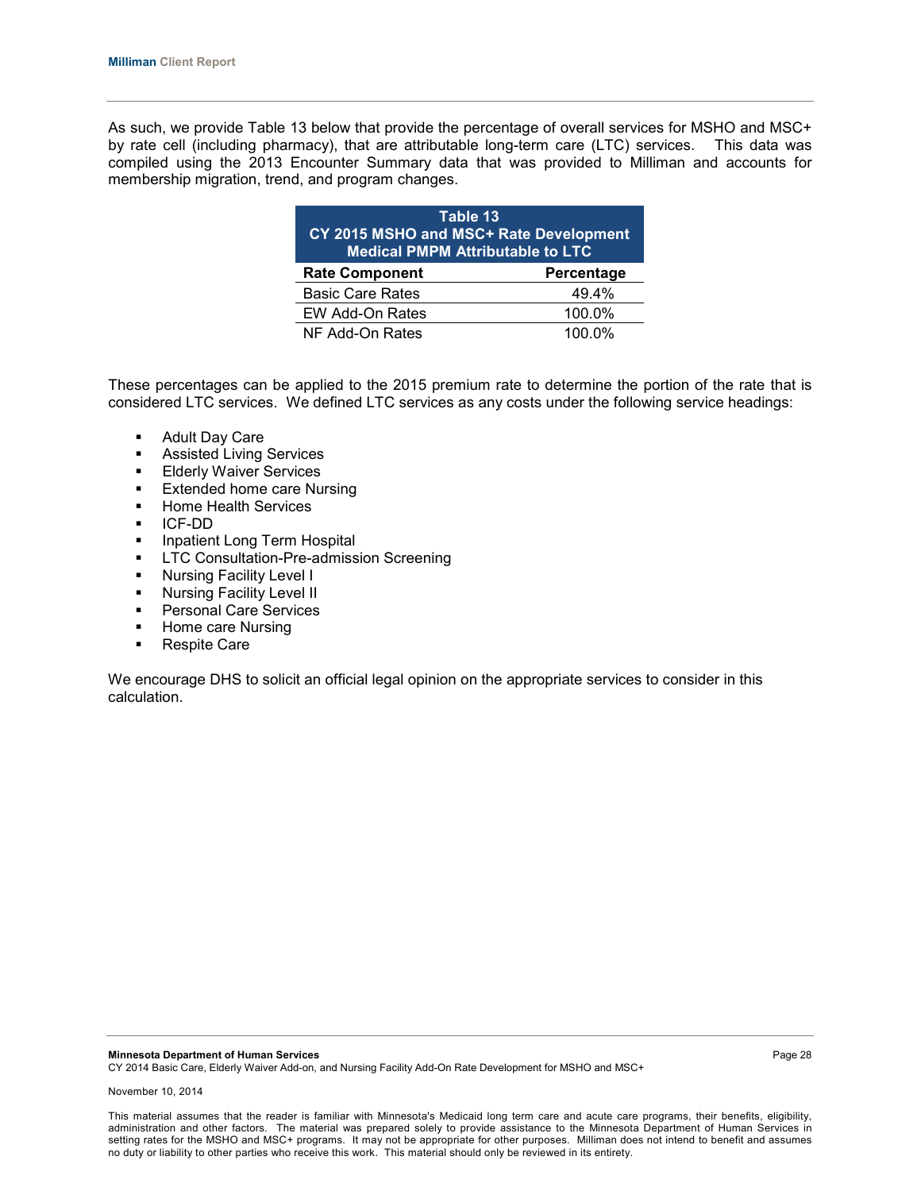As such, we provide Table 13 below that provide the percentage of overall services for MSHO and MSC+ by rate cell (including pharmacy), that are attributable long-term care (LTC) services. This data was compiled using the 2013 Encounter Summary data that was provided to Milliman and accounts for membership migration, trend, and program changes.

**Table 13**
**CY 2015 MSHO and MSC+ Rate Development**
**Medical PMPM Attributable to LTC**

| Rate Component | Percentage |
|---|---|
| Basic Care Rates | 49.4% |
| EW Add-On Rates | 100.0% |
| NF Add-On Rates | 100.0% |

These percentages can be applied to the 2015 premium rate to determine the portion of the rate that is considered LTC services. We defined LTC services as any costs under the following service headings:

- Adult Day Care
- Assisted Living Services
- Elderly Waiver Services
- Extended home care Nursing
- Home Health Services
- ICF-DD
- Inpatient Long Term Hospital
- LTC Consultation-Pre-admission Screening
- Nursing Facility Level I
- Nursing Facility Level II
- Personal Care Services
- Home care Nursing
- Respite Care

We encourage DHS to solicit an official legal opinion on the appropriate services to consider in this calculation.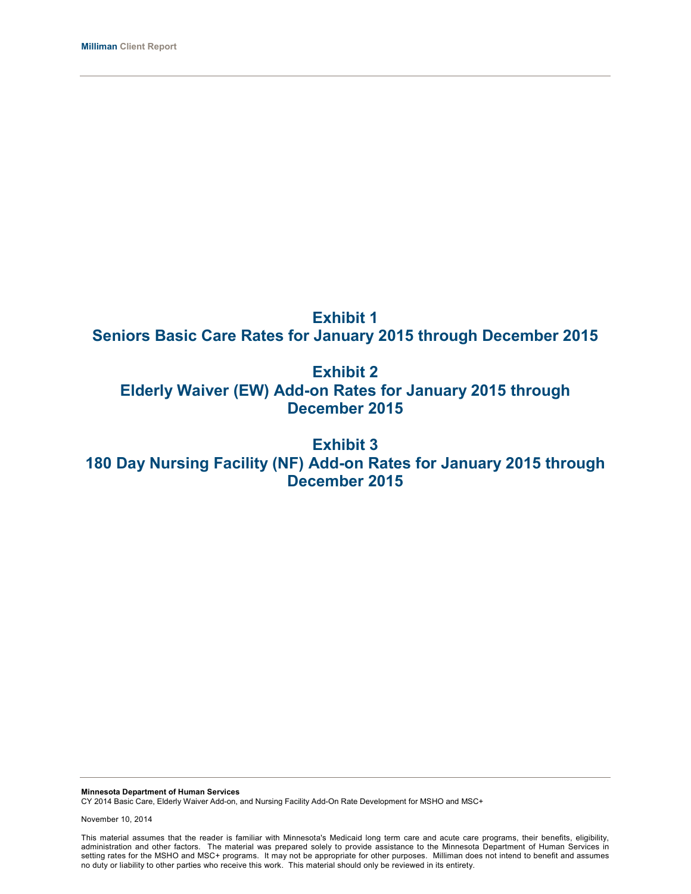# Exhibit 1
# Seniors Basic Care Rates for January 2015 through December 2015

# Exhibit 2
# Elderly Waiver (EW) Add-on Rates for January 2015 through December 2015

# Exhibit 3
# 180 Day Nursing Facility (NF) Add-on Rates for January 2015 through December 2015

**Minnesota Department of Human Services**
CY 2014 Basic Care, Elderly Waiver Add-on, and Nursing Facility Add-On Rate Development for MSHO and MSC+

November 10, 2014

This material assumes that the reader is familiar with Minnesota's Medicaid long term care and acute care programs, their benefits, eligibility, administration and other factors. The material was prepared solely to provide assistance to the Minnesota Department of Human Services in setting rates for the MSHO and MSC+ programs. It may not be appropriate for other purposes. Milliman does not intend to benefit and assumes no duty or liability to other parties who receive this work. This material should only be reviewed in its entirety.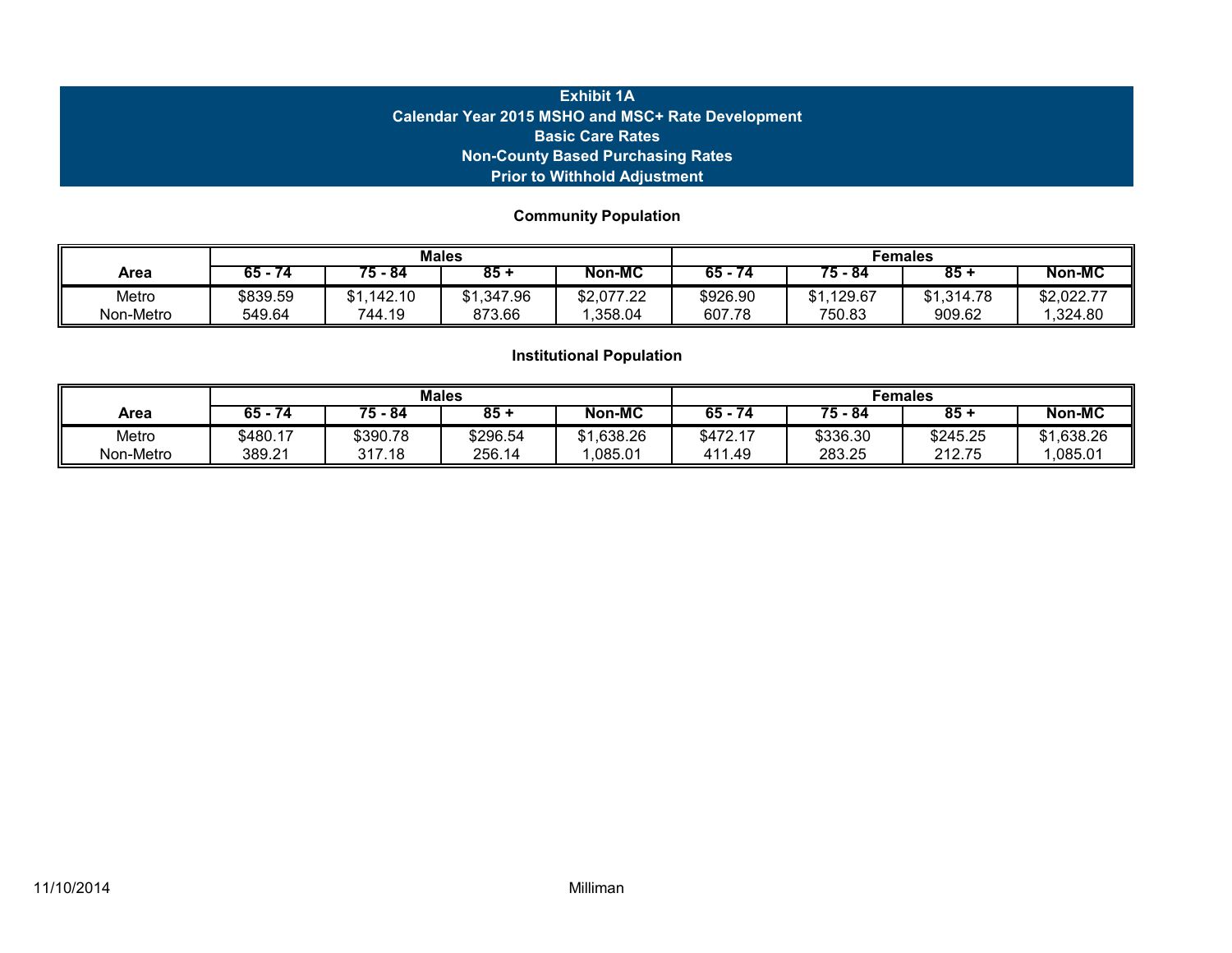# Exhibit 1A
## Calendar Year 2015 MSHO and MSC+ Rate Development
## Basic Care Rates
## Non-County Based Purchasing Rates
## Prior to Withhold Adjustment

### Community Population

| | Males | | | | Females | | | |
|---|---|---|---|---|---|---|---|---|
| **Area** | **65 - 74** | **75 - 84** | **85 +** | **Non-MC** | **65 - 74** | **75 - 84** | **85 +** | **Non-MC** |
| Metro | $839.59 | $1,142.10 | $1,347.96 | $2,077.22 | $926.90 | $1,129.67 | $1,314.78 | $2,022.77 |
| Non-Metro | 549.64 | 744.19 | 873.66 | 1,358.04 | 607.78 | 750.83 | 909.62 | 1,324.80 |

### Institutional Population

| | Males | | | | Females | | | |
|---|---|---|---|---|---|---|---|---|
| **Area** | **65 - 74** | **75 - 84** | **85 +** | **Non-MC** | **65 - 74** | **75 - 84** | **85 +** | **Non-MC** |
| Metro | $480.17 | $390.78 | $296.54 | $1,638.26 | $472.17 | $336.30 | $245.25 | $1,638.26 |
| Non-Metro | 389.21 | 317.18 | 256.14 | 1,085.01 | 411.49 | 283.25 | 212.75 | 1,085.01 |

11/10/2014 Milliman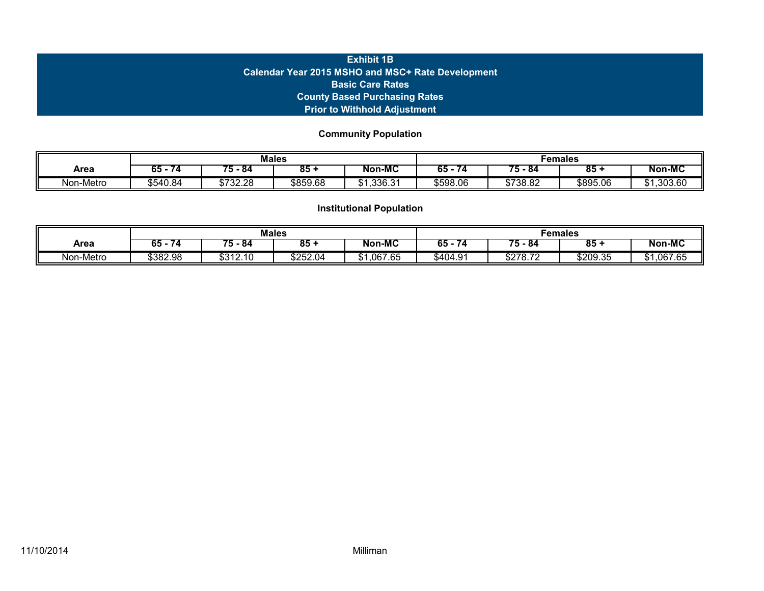# Exhibit 1B
## Calendar Year 2015 MSHO and MSC+ Rate Development
## Basic Care Rates
## County Based Purchasing Rates
## Prior to Withhold Adjustment

### Community Population

| | Males | | | | Females | | | |
|---|---|---|---|---|---|---|---|---|
| **Area** | **65 - 74** | **75 - 84** | **85 +** | **Non-MC** | **65 - 74** | **75 - 84** | **85 +** | **Non-MC** |
| Non-Metro | $540.84 | $732.28 | $859.68 | $1,336.31 | $598.06 | $738.82 | $895.06 | $1,303.60 |

### Institutional Population

| | Males | | | | Females | | | |
|---|---|---|---|---|---|---|---|---|
| **Area** | **65 - 74** | **75 - 84** | **85 +** | **Non-MC** | **65 - 74** | **75 - 84** | **85 +** | **Non-MC** |
| Non-Metro | $382.98 | $312.10 | $252.04 | $1,067.65 | $404.91 | $278.72 | $209.35 | $1,067.65 |

11/10/2014 Milliman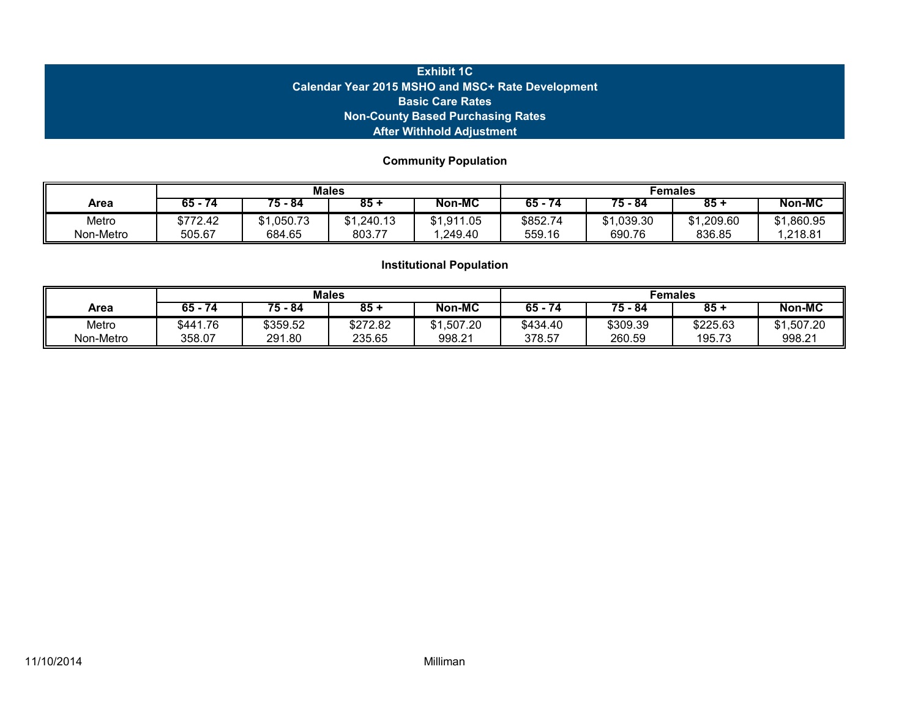# Exhibit 1C
## Calendar Year 2015 MSHO and MSC+ Rate Development
## Basic Care Rates
## Non-County Based Purchasing Rates
## After Withhold Adjustment

### Community Population

| | Males | | | | Females | | | |
|---|---|---|---|---|---|---|---|---|
| **Area** | **65 - 74** | **75 - 84** | **85 +** | **Non-MC** | **65 - 74** | **75 - 84** | **85 +** | **Non-MC** |
| Metro | $772.42 | $1,050.73 | $1,240.13 | $1,911.05 | $852.74 | $1,039.30 | $1,209.60 | $1,860.95 |
| Non-Metro | 505.67 | 684.65 | 803.77 | 1,249.40 | 559.16 | 690.76 | 836.85 | 1,218.81 |

### Institutional Population

| | Males | | | | Females | | | |
|---|---|---|---|---|---|---|---|---|
| **Area** | **65 - 74** | **75 - 84** | **85 +** | **Non-MC** | **65 - 74** | **75 - 84** | **85 +** | **Non-MC** |
| Metro | $441.76 | $359.52 | $272.82 | $1,507.20 | $434.40 | $309.39 | $225.63 | $1,507.20 |
| Non-Metro | 358.07 | 291.80 | 235.65 | 998.21 | 378.57 | 260.59 | 195.73 | 998.21 |

11/10/2014 Milliman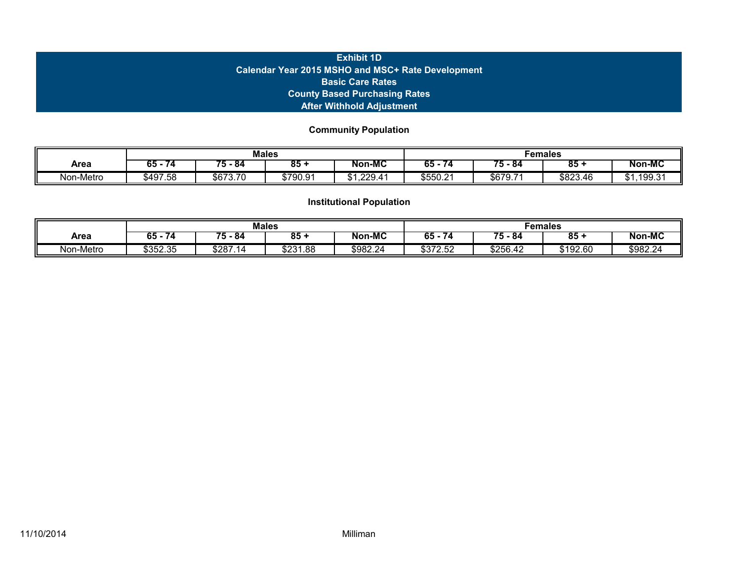# Exhibit 1D
## Calendar Year 2015 MSHO and MSC+ Rate Development
## Basic Care Rates
## County Based Purchasing Rates
## After Withhold Adjustment

### Community Population

| | Males | | | | Females | | | |
|---|---|---|---|---|---|---|---|---|
| **Area** | **65 - 74** | **75 - 84** | **85 +** | **Non-MC** | **65 - 74** | **75 - 84** | **85 +** | **Non-MC** |
| Non-Metro | $497.58 | $673.70 | $790.91 | $1,229.41 | $550.21 | $679.71 | $823.46 | $1,199.31 |

### Institutional Population

| | Males | | | | Females | | | |
|---|---|---|---|---|---|---|---|---|
| **Area** | **65 - 74** | **75 - 84** | **85 +** | **Non-MC** | **65 - 74** | **75 - 84** | **85 +** | **Non-MC** |
| Non-Metro | $352.35 | $287.14 | $231.88 | $982.24 | $372.52 | $256.42 | $192.60 | $982.24 |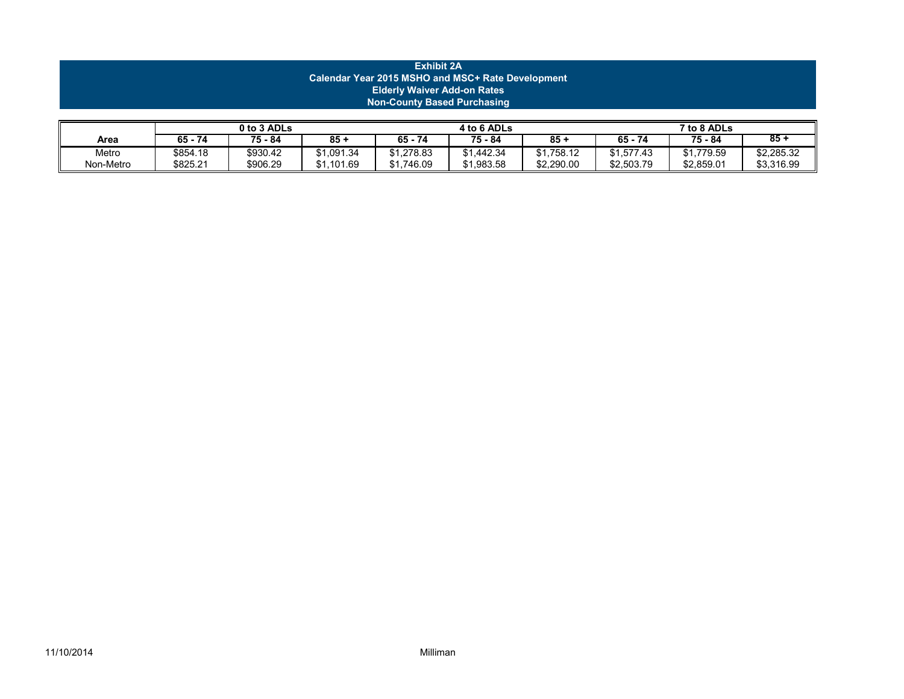**Exhibit 2A**
**Calendar Year 2015 MSHO and MSC+ Rate Development**
**Elderly Waiver Add-on Rates**
**Non-County Based Purchasing**

| | 0 to 3 ADLs | | | 4 to 6 ADLs | | | 7 to 8 ADLs | | |
|---|---|---|---|---|---|---|---|---|---|
| **Area** | **65 - 74** | **75 - 84** | **85 +** | **65 - 74** | **75 - 84** | **85 +** | **65 - 74** | **75 - 84** | **85 +** |
| Metro | $854.18 | $930.42 | $1,091.34 | $1,278.83 | $1,442.34 | $1,758.12 | $1,577.43 | $1,779.59 | $2,285.32 |
| Non-Metro | $825.21 | $906.29 | $1,101.69 | $1,746.09 | $1,983.58 | $2,290.00 | $2,503.79 | $2,859.01 | $3,316.99 |

11/10/2014 Milliman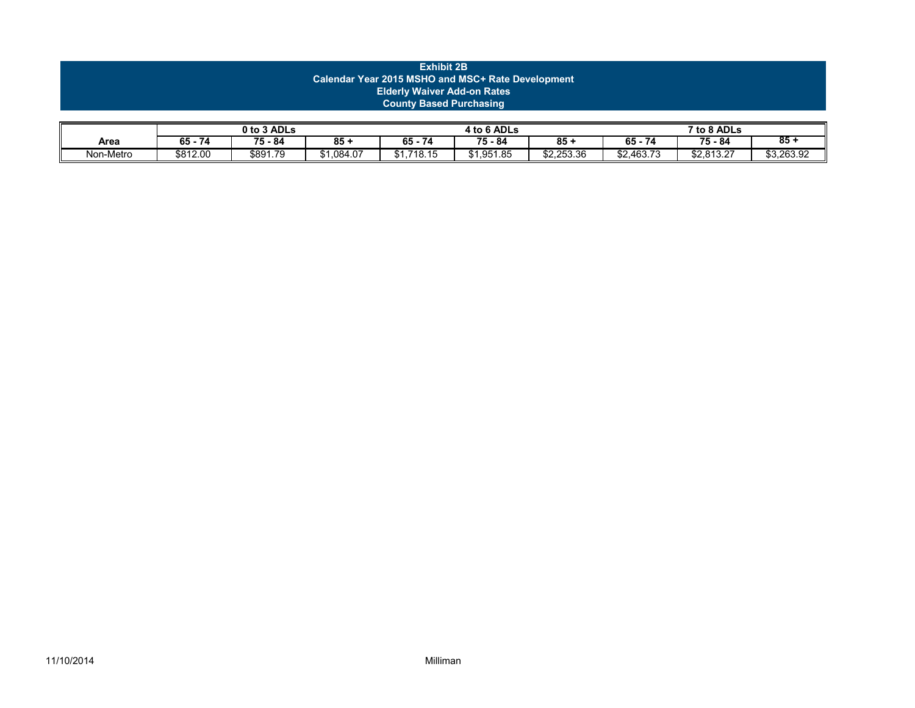**Exhibit 2B**
**Calendar Year 2015 MSHO and MSC+ Rate Development**
**Elderly Waiver Add-on Rates**
**County Based Purchasing**

| | 0 to 3 ADLs | | | 4 to 6 ADLs | | | 7 to 8 ADLs | | |
|---|---|---|---|---|---|---|---|---|---|
| **Area** | **65 - 74** | **75 - 84** | **85 +** | **65 - 74** | **75 - 84** | **85 +** | **65 - 74** | **75 - 84** | **85 +** |
| Non-Metro | $812.00 | $891.79 | $1,084.07 | $1,718.15 | $1,951.85 | $2,253.36 | $2,463.73 | $2,813.27 | $3,263.92 |

11/10/2014 Milliman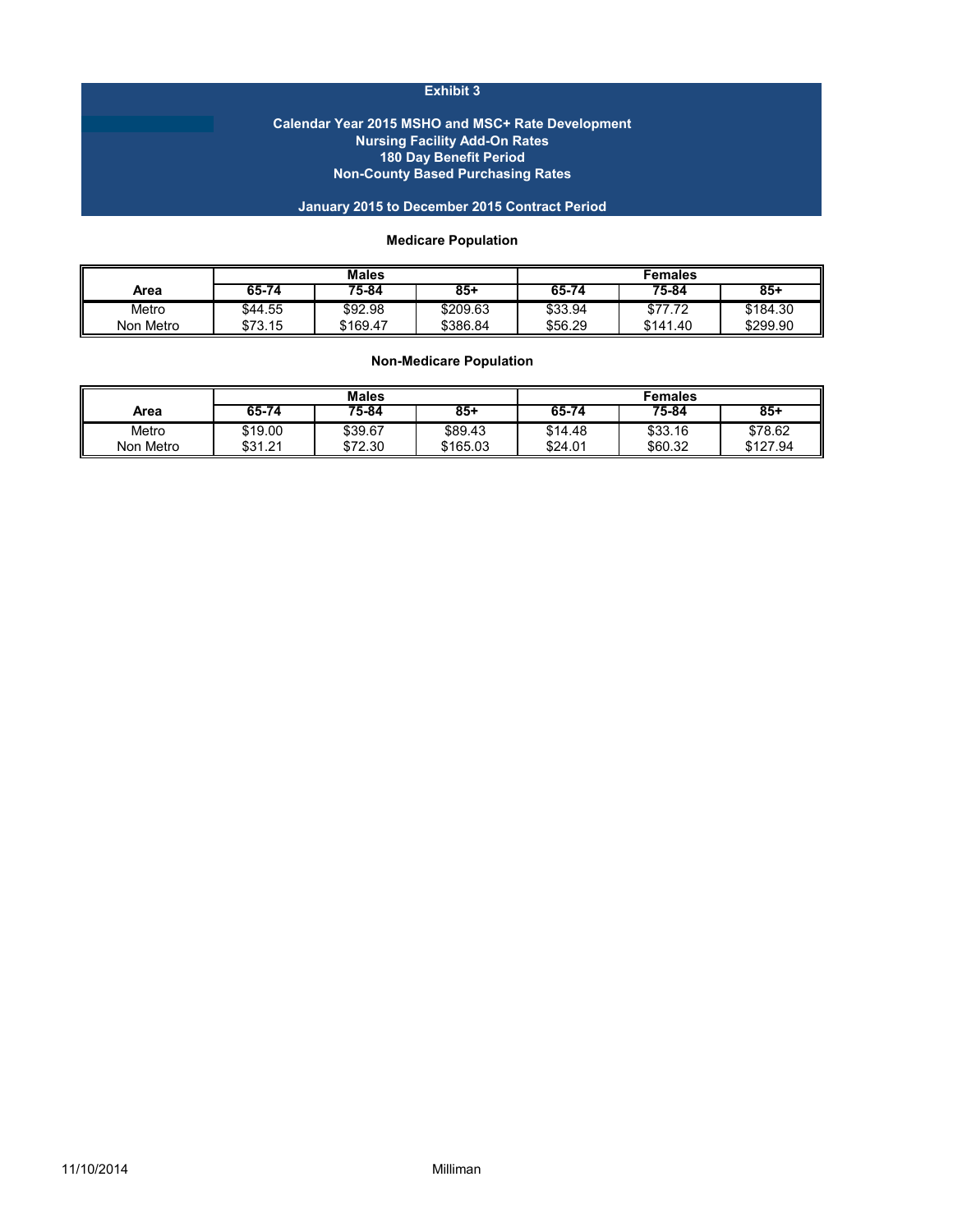## Exhibit 3

**Calendar Year 2015 MSHO and MSC+ Rate Development**
**Nursing Facility Add-On Rates**
**180 Day Benefit Period**
**Non-County Based Purchasing Rates**

**January 2015 to December 2015 Contract Period**

### Medicare Population

| | Males | | | Females | | |
|---|---|---|---|---|---|---|
| **Area** | **65-74** | **75-84** | **85+** | **65-74** | **75-84** | **85+** |
| Metro | $44.55 | $92.98 | $209.63 | $33.94 | $77.72 | $184.30 |
| Non Metro | $73.15 | $169.47 | $386.84 | $56.29 | $141.40 | $299.90 |

### Non-Medicare Population

| | Males | | | Females | | |
|---|---|---|---|---|---|---|
| **Area** | **65-74** | **75-84** | **85+** | **65-74** | **75-84** | **85+** |
| Metro | $19.00 | $39.67 | $89.43 | $14.48 | $33.16 | $78.62 |
| Non Metro | $31.21 | $72.30 | $165.03 | $24.01 | $60.32 | $127.94 |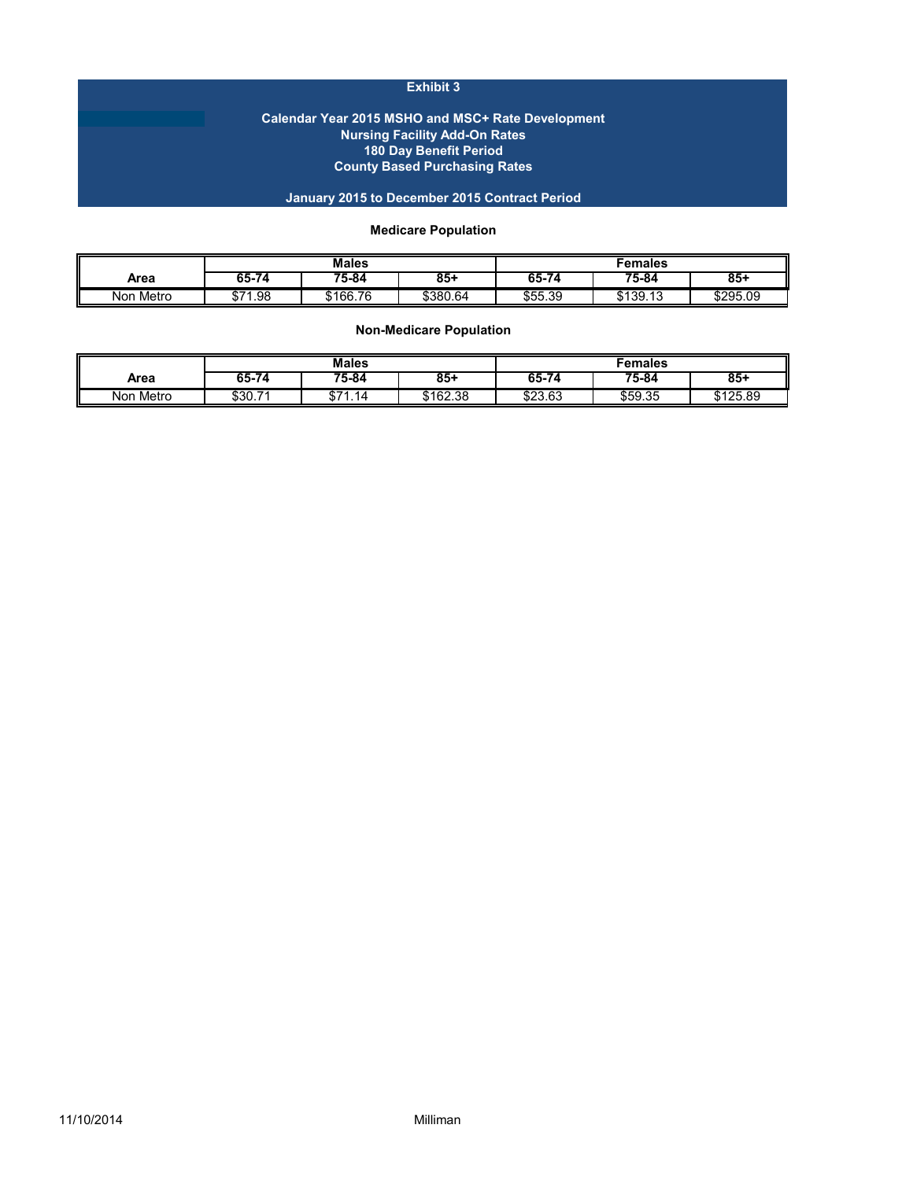# Exhibit 3

## Calendar Year 2015 MSHO and MSC+ Rate Development
## Nursing Facility Add-On Rates
## 180 Day Benefit Period
## County Based Purchasing Rates

## January 2015 to December 2015 Contract Period

### Medicare Population

| Area | Males | | | Females | | |
|---|---|---|---|---|---|---|
| | 65-74 | 75-84 | 85+ | 65-74 | 75-84 | 85+ |
| Non Metro | $71.98 | $166.76 | $380.64 | $55.39 | $139.13 | $295.09 |

### Non-Medicare Population

| Area | Males | | | Females | | |
|---|---|---|---|---|---|---|
| | 65-74 | 75-84 | 85+ | 65-74 | 75-84 | 85+ |
| Non Metro | $30.71 | $71.14 | $162.38 | $23.63 | $59.35 | $125.89 |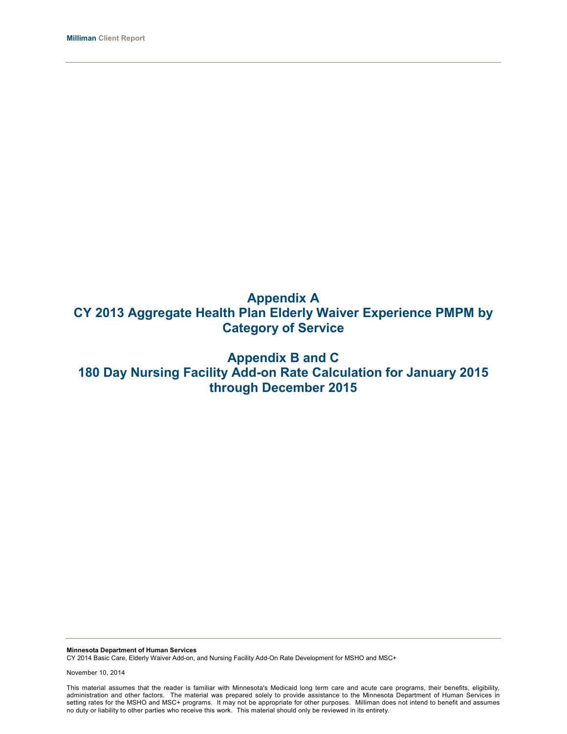# Appendix A
# CY 2013 Aggregate Health Plan Elderly Waiver Experience PMPM by Category of Service

# Appendix B and C
# 180 Day Nursing Facility Add-on Rate Calculation for January 2015 through December 2015

**Minnesota Department of Human Services**
CY 2014 Basic Care, Elderly Waiver Add-on, and Nursing Facility Add-On Rate Development for MSHO and MSC+

November 10, 2014

This material assumes that the reader is familiar with Minnesota's Medicaid long term care and acute care programs, their benefits, eligibility, administration and other factors. The material was prepared solely to provide assistance to the Minnesota Department of Human Services in setting rates for the MSHO and MSC+ programs. It may not be appropriate for other purposes. Milliman does not intend to benefit and assumes no duty or liability to other parties who receive this work. This material should only be reviewed in its entirety.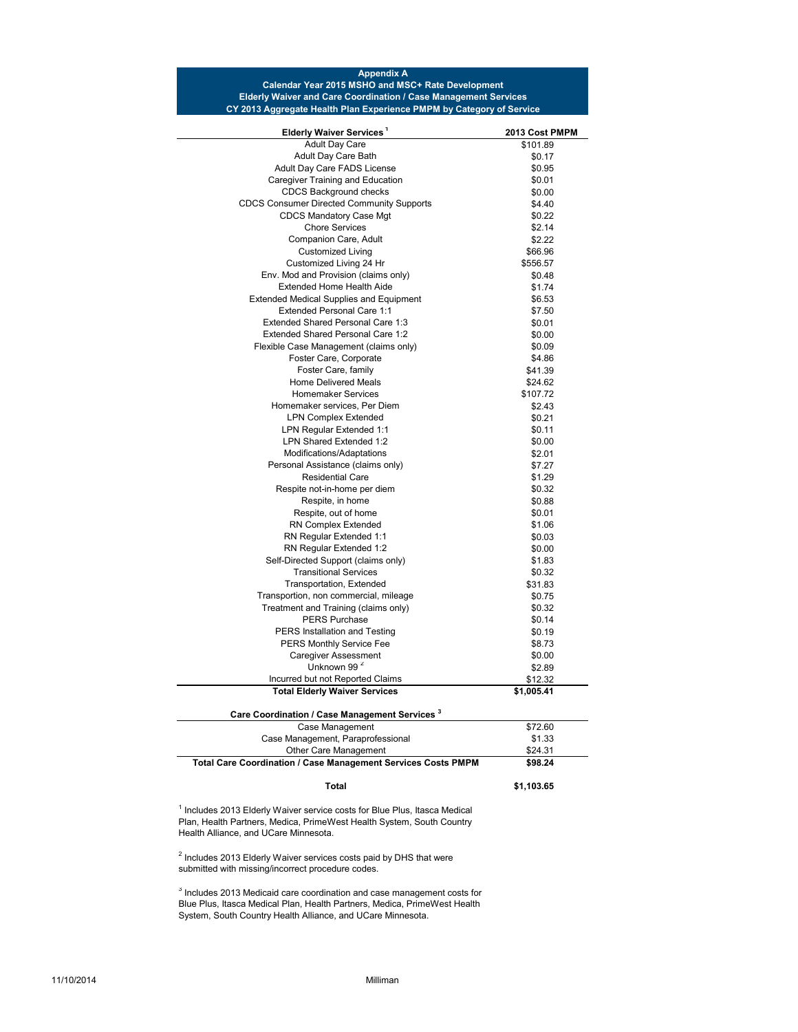## Appendix A

### Calendar Year 2015 MSHO and MSC+ Rate Development
### Elderly Waiver and Care Coordination / Case Management Services
### CY 2013 Aggregate Health Plan Experience PMPM by Category of Service

| Elderly Waiver Services [1] | 2013 Cost PMPM |
|---|---|
| Adult Day Care | $101.89 |
| Adult Day Care Bath | $0.17 |
| Adult Day Care FADS License | $0.95 |
| Caregiver Training and Education | $0.01 |
| CDCS Background checks | $0.00 |
| CDCS Consumer Directed Community Supports | $4.40 |
| CDCS Mandatory Case Mgt | $0.22 |
| Chore Services | $2.14 |
| Companion Care, Adult | $2.22 |
| Customized Living | $66.96 |
| Customized Living 24 Hr | $556.57 |
| Env. Mod and Provision (claims only) | $0.48 |
| Extended Home Health Aide | $1.74 |
| Extended Medical Supplies and Equipment | $6.53 |
| Extended Personal Care 1:1 | $7.50 |
| Extended Shared Personal Care 1:3 | $0.01 |
| Extended Shared Personal Care 1:2 | $0.00 |
| Flexible Case Management (claims only) | $0.09 |
| Foster Care, Corporate | $4.86 |
| Foster Care, family | $41.39 |
| Home Delivered Meals | $24.62 |
| Homemaker Services | $107.72 |
| Homemaker services, Per Diem | $2.43 |
| LPN Complex Extended | $0.21 |
| LPN Regular Extended 1:1 | $0.11 |
| LPN Shared Extended 1:2 | $0.00 |
| Modifications/Adaptations | $2.01 |
| Personal Assistance (claims only) | $7.27 |
| Residential Care | $1.29 |
| Respite not-in-home per diem | $0.32 |
| Respite, in home | $0.88 |
| Respite, out of home | $0.01 |
| RN Complex Extended | $1.06 |
| RN Regular Extended 1:1 | $0.03 |
| RN Regular Extended 1:2 | $0.00 |
| Self-Directed Support (claims only) | $1.83 |
| Transitional Services | $0.32 |
| Transportation, Extended | $31.83 |
| Transportion, non commercial, mileage | $0.75 |
| Treatment and Training (claims only) | $0.32 |
| PERS Purchase | $0.14 |
| PERS Installation and Testing | $0.19 |
| PERS Monthly Service Fee | $8.73 |
| Caregiver Assessment | $0.00 |
| Unknown 99 [2] | $2.89 |
| Incurred but not Reported Claims | $12.32 |
| **Total Elderly Waiver Services** | **$1,005.41** |

| Care Coordination / Case Management Services [3] | |
|---|---|
| Case Management | $72.60 |
| Case Management, Paraprofessional | $1.33 |
| Other Care Management | $24.31 |
| **Total Care Coordination / Case Management Services Costs PMPM** | **$98.24** |
| **Total** | **$1,103.65** |

[1] Includes 2013 Elderly Waiver service costs for Blue Plus, Itasca Medical Plan, Health Partners, Medica, PrimeWest Health System, South Country Health Alliance, and UCare Minnesota.

[2] Includes 2013 Elderly Waiver services costs paid by DHS that were submitted with missing/incorrect procedure codes.

[3] Includes 2013 Medicaid care coordination and case management costs for Blue Plus, Itasca Medical Plan, Health Partners, Medica, PrimeWest Health System, South Country Health Alliance, and UCare Minnesota.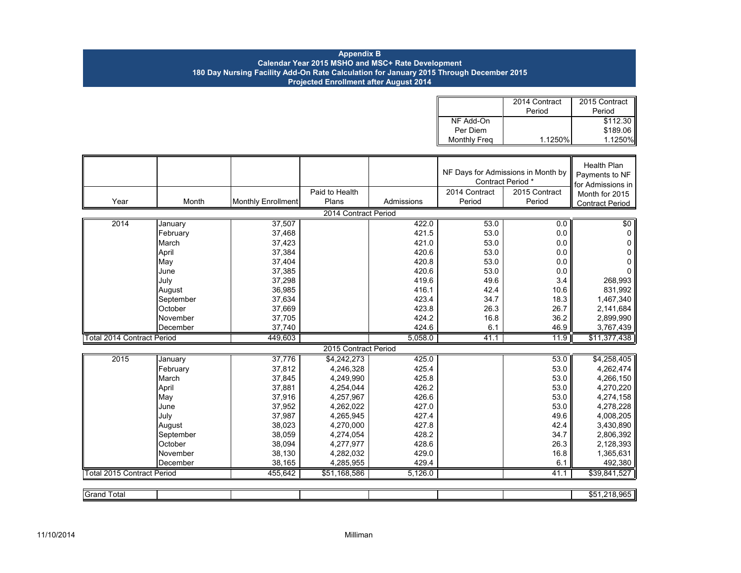**Appendix B**
**Calendar Year 2015 MSHO and MSC+ Rate Development**
**180 Day Nursing Facility Add-On Rate Calculation for January 2015 Through December 2015**
**Projected Enrollment after August 2014**

| | 2014 Contract Period | 2015 Contract Period |
|---|---|---|
| NF Add-On | | $112.30 |
| Per Diem | | $189.06 |
| Monthly Freq | 1.1250% | 1.1250% |

| Year | Month | Monthly Enrollment | Paid to Health Plans | Admissions | NF Days for Admissions in Month by Contract Period * 2014 Contract Period | 2015 Contract Period | Health Plan Payments to NF for Admissions in Month for 2015 Contract Period |
|---|---|---|---|---|---|---|---|
| **2014 Contract Period** | | | | | | | |
| 2014 | January | 37,507 | | 422.0 | 53.0 | 0.0 | $0 |
| | February | 37,468 | | 421.5 | 53.0 | 0.0 | 0 |
| | March | 37,423 | | 421.0 | 53.0 | 0.0 | 0 |
| | April | 37,384 | | 420.6 | 53.0 | 0.0 | 0 |
| | May | 37,404 | | 420.8 | 53.0 | 0.0 | 0 |
| | June | 37,385 | | 420.6 | 53.0 | 0.0 | 0 |
| | July | 37,298 | | 419.6 | 49.6 | 3.4 | 268,993 |
| | August | 36,985 | | 416.1 | 42.4 | 10.6 | 831,992 |
| | September | 37,634 | | 423.4 | 34.7 | 18.3 | 1,467,340 |
| | October | 37,669 | | 423.8 | 26.3 | 26.7 | 2,141,684 |
| | November | 37,705 | | 424.2 | 16.8 | 36.2 | 2,899,990 |
| | December | 37,740 | | 424.6 | 6.1 | 46.9 | 3,767,439 |
| Total 2014 Contract Period | | 449,603 | | 5,058.0 | 41.1 | 11.9 | $11,377,438 |
| **2015 Contract Period** | | | | | | | |
| 2015 | January | 37,776 | $4,242,273 | 425.0 | | 53.0 | $4,258,405 |
| | February | 37,812 | 4,246,328 | 425.4 | | 53.0 | 4,262,474 |
| | March | 37,845 | 4,249,990 | 425.8 | | 53.0 | 4,266,150 |
| | April | 37,881 | 4,254,044 | 426.2 | | 53.0 | 4,270,220 |
| | May | 37,916 | 4,257,967 | 426.6 | | 53.0 | 4,274,158 |
| | June | 37,952 | 4,262,022 | 427.0 | | 53.0 | 4,278,228 |
| | July | 37,987 | 4,265,945 | 427.4 | | 49.6 | 4,008,205 |
| | August | 38,023 | 4,270,000 | 427.8 | | 42.4 | 3,430,890 |
| | September | 38,059 | 4,274,054 | 428.2 | | 34.7 | 2,806,392 |
| | October | 38,094 | 4,277,977 | 428.6 | | 26.3 | 2,128,393 |
| | November | 38,130 | 4,282,032 | 429.0 | | 16.8 | 1,365,631 |
| | December | 38,165 | 4,285,955 | 429.4 | | 6.1 | 492,380 |
| Total 2015 Contract Period | | 455,642 | $51,168,586 | 5,126.0 | | 41.1 | $39,841,527 |
| Grand Total | | | | | | | $51,218,965 |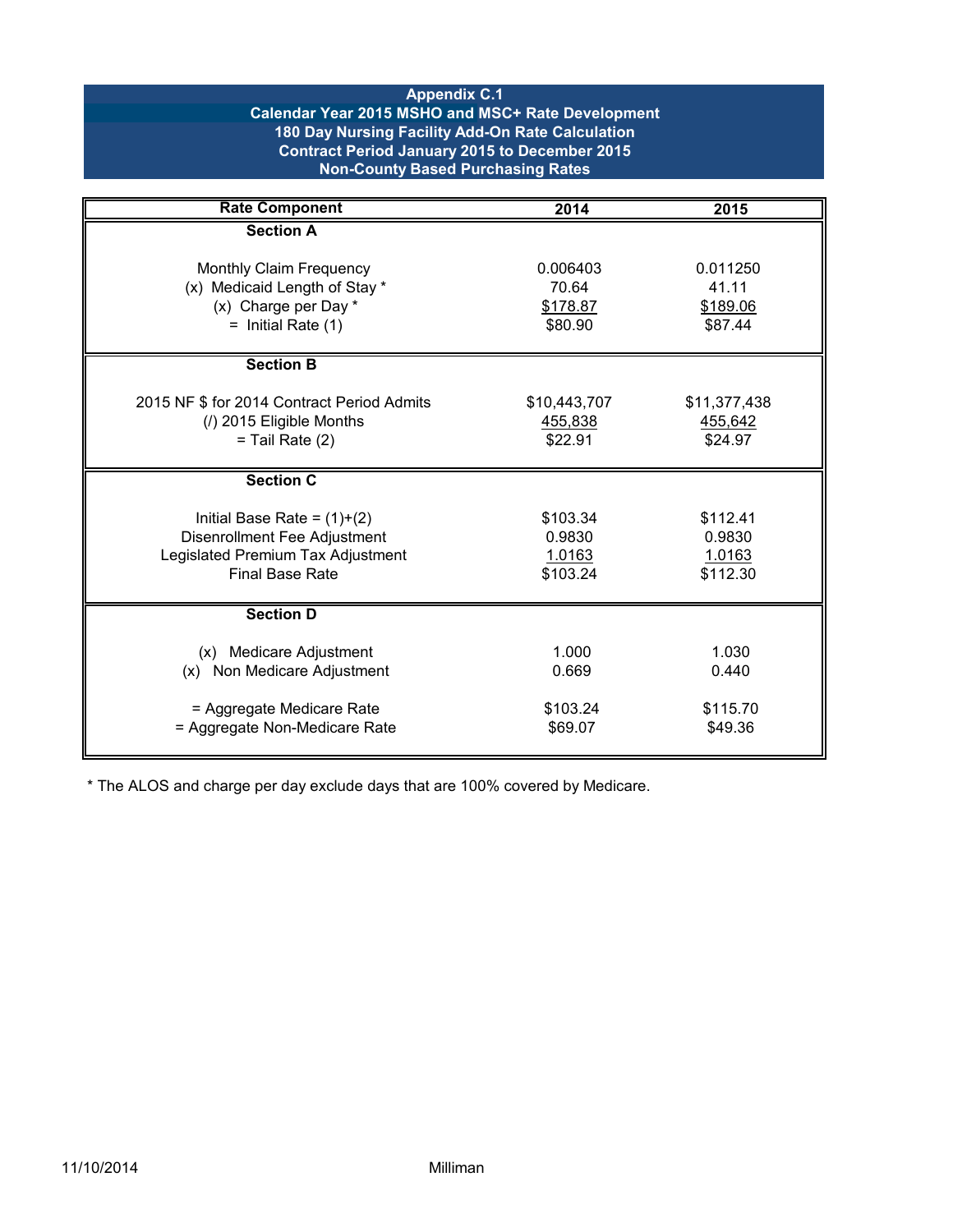**Appendix C.1**
**Calendar Year 2015 MSHO and MSC+ Rate Development**
**180 Day Nursing Facility Add-On Rate Calculation**
**Contract Period January 2015 to December 2015**
**Non-County Based Purchasing Rates**

| Rate Component | 2014 | 2015 |
|---|---|---|
| **Section A** | | |
| Monthly Claim Frequency | 0.006403 | 0.011250 |
| (x) Medicaid Length of Stay * | 70.64 | 41.11 |
| (x) Charge per Day * | $178.87 | $189.06 |
| = Initial Rate (1) | $80.90 | $87.44 |
| **Section B** | | |
| 2015 NF $ for 2014 Contract Period Admits | $10,443,707 | $11,377,438 |
| (/) 2015 Eligible Months | 455,838 | 455,642 |
| = Tail Rate (2) | $22.91 | $24.97 |
| **Section C** | | |
| Initial Base Rate = (1)+(2) | $103.34 | $112.41 |
| Disenrollment Fee Adjustment | 0.9830 | 0.9830 |
| Legislated Premium Tax Adjustment | 1.0163 | 1.0163 |
| Final Base Rate | $103.24 | $112.30 |
| **Section D** | | |
| (x) Medicare Adjustment | 1.000 | 1.030 |
| (x) Non Medicare Adjustment | 0.669 | 0.440 |
| = Aggregate Medicare Rate | $103.24 | $115.70 |
| = Aggregate Non-Medicare Rate | $69.07 | $49.36 |

* The ALOS and charge per day exclude days that are 100% covered by Medicare.

11/10/2014 Milliman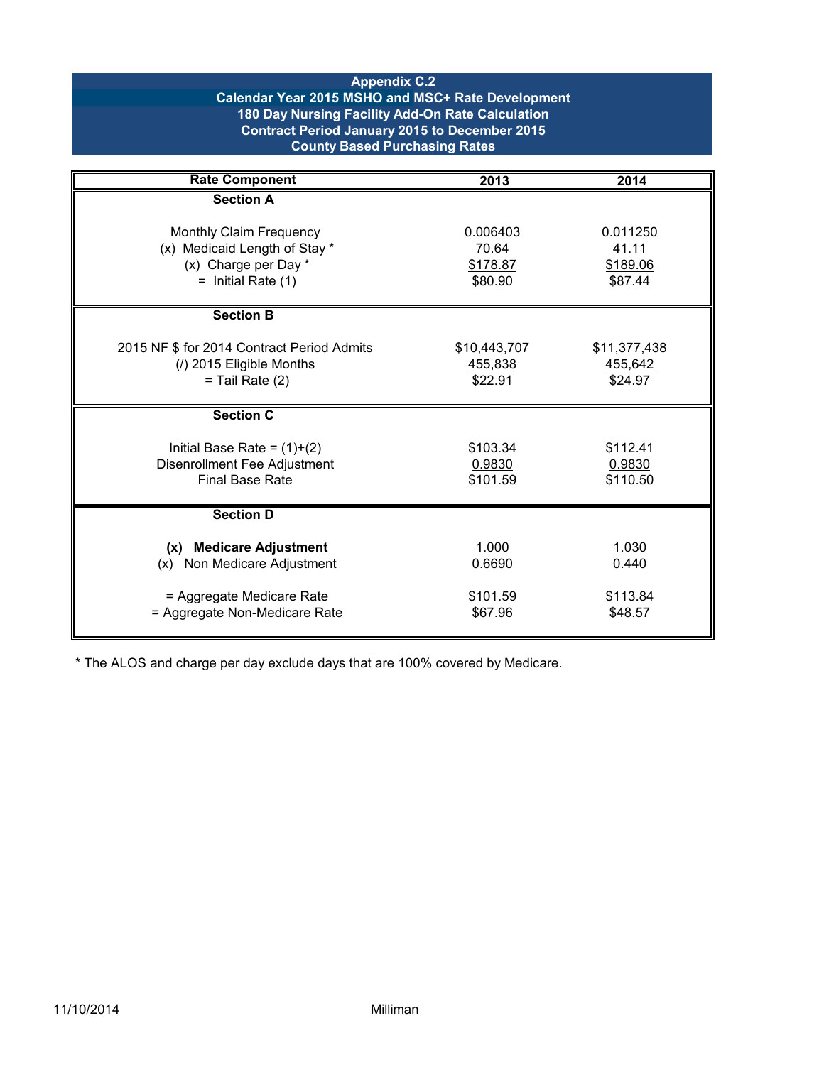# Appendix C.2

## Calendar Year 2015 MSHO and MSC+ Rate Development

## 180 Day Nursing Facility Add-On Rate Calculation

## Contract Period January 2015 to December 2015

## County Based Purchasing Rates

| Rate Component | 2013 | 2014 |
|---|---|---|
| **Section A** | | |
| Monthly Claim Frequency | 0.006403 | 0.011250 |
| (x) Medicaid Length of Stay * | 70.64 | 41.11 |
| (x) Charge per Day * | $178.87 | $189.06 |
| = Initial Rate (1) | $80.90 | $87.44 |
| **Section B** | | |
| 2015 NF $ for 2014 Contract Period Admits | $10,443,707 | $11,377,438 |
| (/) 2015 Eligible Months | 455,838 | 455,642 |
| = Tail Rate (2) | $22.91 | $24.97 |
| **Section C** | | |
| Initial Base Rate = (1)+(2) | $103.34 | $112.41 |
| Disenrollment Fee Adjustment | 0.9830 | 0.9830 |
| Final Base Rate | $101.59 | $110.50 |
| **Section D** | | |
| **(x) Medicare Adjustment** | 1.000 | 1.030 |
| (x) Non Medicare Adjustment | 0.6690 | 0.440 |
| = Aggregate Medicare Rate | $101.59 | $113.84 |
| = Aggregate Non-Medicare Rate | $67.96 | $48.57 |

* The ALOS and charge per day exclude days that are 100% covered by Medicare.

11/10/2014 Milliman